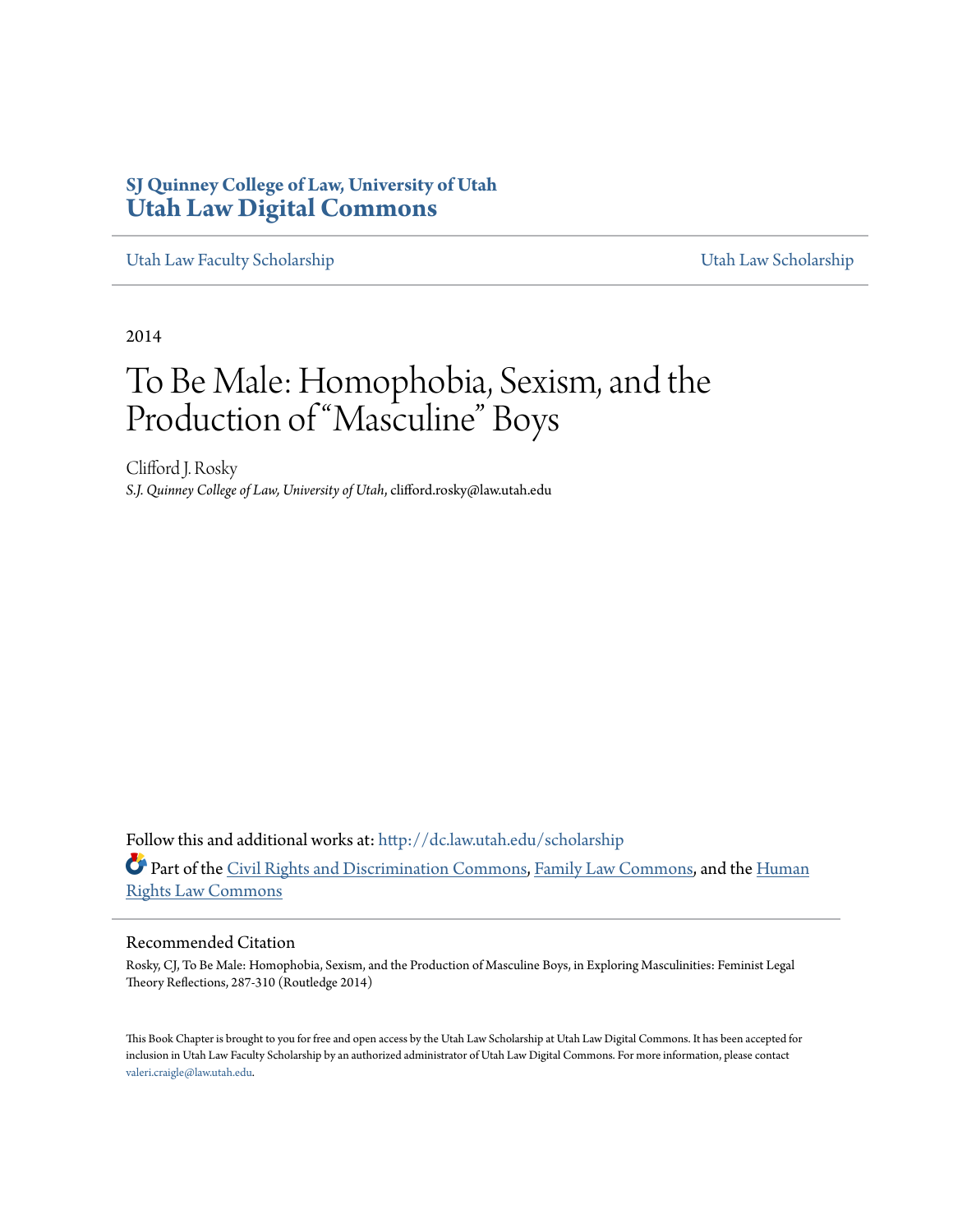**SJ Quinney College of Law, University of Utah**
**Utah Law Digital Commons**

Utah Law Faculty Scholarship | Utah Law Scholarship

2014

# To Be Male: Homophobia, Sexism, and the Production of "Masculine" Boys

Clifford J. Rosky
*S.J. Quinney College of Law, University of Utah*, clifford.rosky@law.utah.edu

Follow this and additional works at: http://dc.law.utah.edu/scholarship

Part of the Civil Rights and Discrimination Commons, Family Law Commons, and the Human Rights Law Commons

## Recommended Citation

Rosky, CJ, To Be Male: Homophobia, Sexism, and the Production of Masculine Boys, in Exploring Masculinities: Feminist Legal Theory Reflections, 287-310 (Routledge 2014)

This Book Chapter is brought to you for free and open access by the Utah Law Scholarship at Utah Law Digital Commons. It has been accepted for inclusion in Utah Law Faculty Scholarship by an authorized administrator of Utah Law Digital Commons. For more information, please contact valeri.craigle@law.utah.edu.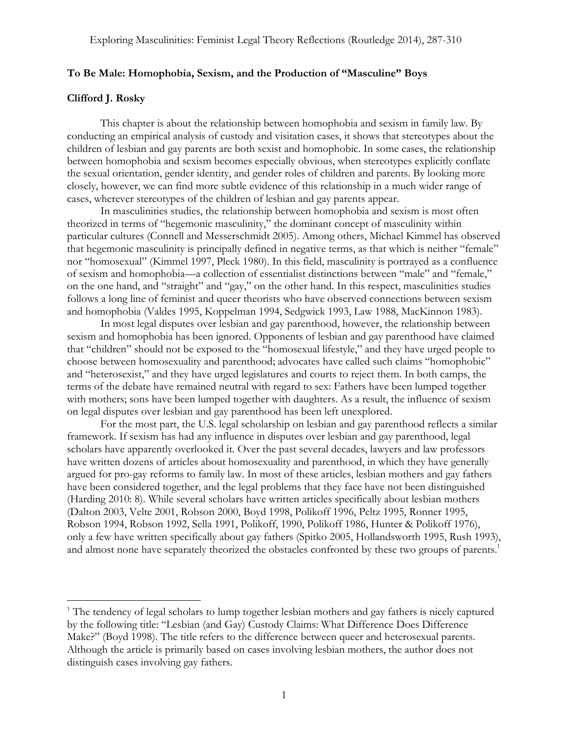**To Be Male: Homophobia, Sexism, and the Production of "Masculine" Boys**

**Clifford J. Rosky**

This chapter is about the relationship between homophobia and sexism in family law. By conducting an empirical analysis of custody and visitation cases, it shows that stereotypes about the children of lesbian and gay parents are both sexist and homophobic. In some cases, the relationship between homophobia and sexism becomes especially obvious, when stereotypes explicitly conflate the sexual orientation, gender identity, and gender roles of children and parents. By looking more closely, however, we can find more subtle evidence of this relationship in a much wider range of cases, wherever stereotypes of the children of lesbian and gay parents appear.

In masculinities studies, the relationship between homophobia and sexism is most often theorized in terms of "hegemonic masculinity," the dominant concept of masculinity within particular cultures (Connell and Messerschmidt 2005). Among others, Michael Kimmel has observed that hegemonic masculinity is principally defined in negative terms, as that which is neither "female" nor "homosexual" (Kimmel 1997, Pleck 1980). In this field, masculinity is portrayed as a confluence of sexism and homophobia—a collection of essentialist distinctions between "male" and "female," on the one hand, and "straight" and "gay," on the other hand. In this respect, masculinities studies follows a long line of feminist and queer theorists who have observed connections between sexism and homophobia (Valdes 1995, Koppelman 1994, Sedgwick 1993, Law 1988, MacKinnon 1983).

In most legal disputes over lesbian and gay parenthood, however, the relationship between sexism and homophobia has been ignored. Opponents of lesbian and gay parenthood have claimed that "children" should not be exposed to the "homosexual lifestyle," and they have urged people to choose between homosexuality and parenthood; advocates have called such claims "homophobic" and "heterosexist," and they have urged legislatures and courts to reject them. In both camps, the terms of the debate have remained neutral with regard to sex: Fathers have been lumped together with mothers; sons have been lumped together with daughters. As a result, the influence of sexism on legal disputes over lesbian and gay parenthood has been left unexplored.

For the most part, the U.S. legal scholarship on lesbian and gay parenthood reflects a similar framework. If sexism has had any influence in disputes over lesbian and gay parenthood, legal scholars have apparently overlooked it. Over the past several decades, lawyers and law professors have written dozens of articles about homosexuality and parenthood, in which they have generally argued for pro-gay reforms to family law. In most of these articles, lesbian mothers and gay fathers have been considered together, and the legal problems that they face have not been distinguished (Harding 2010: 8). While several scholars have written articles specifically about lesbian mothers (Dalton 2003, Velte 2001, Robson 2000, Boyd 1998, Polikoff 1996, Peltz 1995, Ronner 1995, Robson 1994, Robson 1992, Sella 1991, Polikoff, 1990, Polikoff 1986, Hunter & Polikoff 1976), only a few have written specifically about gay fathers (Spitko 2005, Hollandsworth 1995, Rush 1993), and almost none have separately theorized the obstacles confronted by these two groups of parents.[1]

[1] The tendency of legal scholars to lump together lesbian mothers and gay fathers is nicely captured by the following title: "Lesbian (and Gay) Custody Claims: What Difference Does Difference Make?" (Boyd 1998). The title refers to the difference between queer and heterosexual parents. Although the article is primarily based on cases involving lesbian mothers, the author does not distinguish cases involving gay fathers.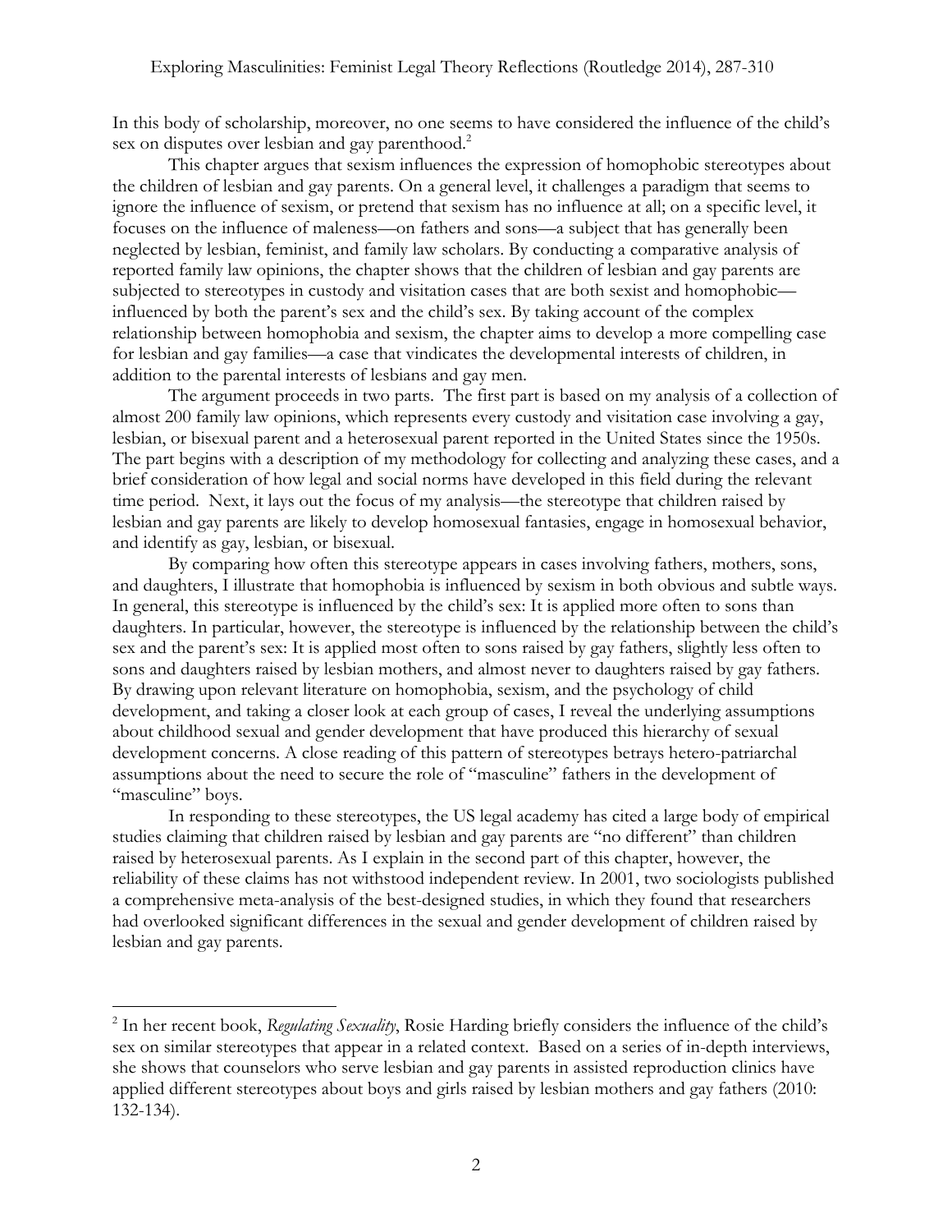In this body of scholarship, moreover, no one seems to have considered the influence of the child's sex on disputes over lesbian and gay parenthood.[2]

This chapter argues that sexism influences the expression of homophobic stereotypes about the children of lesbian and gay parents. On a general level, it challenges a paradigm that seems to ignore the influence of sexism, or pretend that sexism has no influence at all; on a specific level, it focuses on the influence of maleness—on fathers and sons—a subject that has generally been neglected by lesbian, feminist, and family law scholars. By conducting a comparative analysis of reported family law opinions, the chapter shows that the children of lesbian and gay parents are subjected to stereotypes in custody and visitation cases that are both sexist and homophobic—influenced by both the parent's sex and the child's sex. By taking account of the complex relationship between homophobia and sexism, the chapter aims to develop a more compelling case for lesbian and gay families—a case that vindicates the developmental interests of children, in addition to the parental interests of lesbians and gay men.

The argument proceeds in two parts. The first part is based on my analysis of a collection of almost 200 family law opinions, which represents every custody and visitation case involving a gay, lesbian, or bisexual parent and a heterosexual parent reported in the United States since the 1950s. The part begins with a description of my methodology for collecting and analyzing these cases, and a brief consideration of how legal and social norms have developed in this field during the relevant time period. Next, it lays out the focus of my analysis—the stereotype that children raised by lesbian and gay parents are likely to develop homosexual fantasies, engage in homosexual behavior, and identify as gay, lesbian, or bisexual.

By comparing how often this stereotype appears in cases involving fathers, mothers, sons, and daughters, I illustrate that homophobia is influenced by sexism in both obvious and subtle ways. In general, this stereotype is influenced by the child's sex: It is applied more often to sons than daughters. In particular, however, the stereotype is influenced by the relationship between the child's sex and the parent's sex: It is applied most often to sons raised by gay fathers, slightly less often to sons and daughters raised by lesbian mothers, and almost never to daughters raised by gay fathers. By drawing upon relevant literature on homophobia, sexism, and the psychology of child development, and taking a closer look at each group of cases, I reveal the underlying assumptions about childhood sexual and gender development that have produced this hierarchy of sexual development concerns. A close reading of this pattern of stereotypes betrays hetero-patriarchal assumptions about the need to secure the role of "masculine" fathers in the development of "masculine" boys.

In responding to these stereotypes, the US legal academy has cited a large body of empirical studies claiming that children raised by lesbian and gay parents are "no different" than children raised by heterosexual parents. As I explain in the second part of this chapter, however, the reliability of these claims has not withstood independent review. In 2001, two sociologists published a comprehensive meta-analysis of the best-designed studies, in which they found that researchers had overlooked significant differences in the sexual and gender development of children raised by lesbian and gay parents.

---

[2] In her recent book, *Regulating Sexuality*, Rosie Harding briefly considers the influence of the child's sex on similar stereotypes that appear in a related context. Based on a series of in-depth interviews, she shows that counselors who serve lesbian and gay parents in assisted reproduction clinics have applied different stereotypes about boys and girls raised by lesbian mothers and gay fathers (2010: 132-134).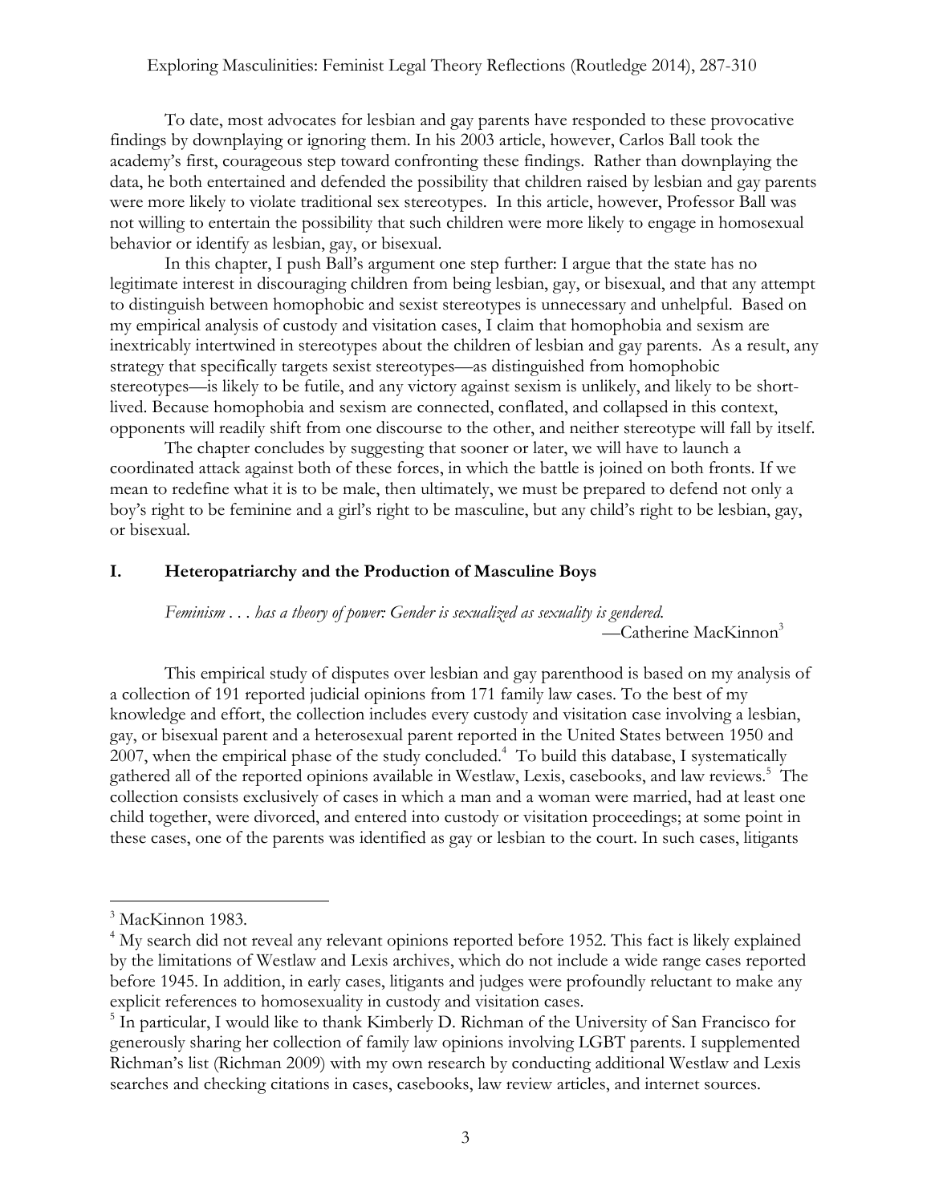To date, most advocates for lesbian and gay parents have responded to these provocative findings by downplaying or ignoring them. In his 2003 article, however, Carlos Ball took the academy's first, courageous step toward confronting these findings. Rather than downplaying the data, he both entertained and defended the possibility that children raised by lesbian and gay parents were more likely to violate traditional sex stereotypes. In this article, however, Professor Ball was not willing to entertain the possibility that such children were more likely to engage in homosexual behavior or identify as lesbian, gay, or bisexual.

In this chapter, I push Ball's argument one step further: I argue that the state has no legitimate interest in discouraging children from being lesbian, gay, or bisexual, and that any attempt to distinguish between homophobic and sexist stereotypes is unnecessary and unhelpful. Based on my empirical analysis of custody and visitation cases, I claim that homophobia and sexism are inextricably intertwined in stereotypes about the children of lesbian and gay parents. As a result, any strategy that specifically targets sexist stereotypes—as distinguished from homophobic stereotypes—is likely to be futile, and any victory against sexism is unlikely, and likely to be short-lived. Because homophobia and sexism are connected, conflated, and collapsed in this context, opponents will readily shift from one discourse to the other, and neither stereotype will fall by itself.

The chapter concludes by suggesting that sooner or later, we will have to launch a coordinated attack against both of these forces, in which the battle is joined on both fronts. If we mean to redefine what it is to be male, then ultimately, we must be prepared to defend not only a boy's right to be feminine and a girl's right to be masculine, but any child's right to be lesbian, gay, or bisexual.

## I. Heteropatriarchy and the Production of Masculine Boys

> *Feminism . . . has a theory of power: Gender is sexualized as sexuality is gendered.*
>
> —Catherine MacKinnon[3]

This empirical study of disputes over lesbian and gay parenthood is based on my analysis of a collection of 191 reported judicial opinions from 171 family law cases. To the best of my knowledge and effort, the collection includes every custody and visitation case involving a lesbian, gay, or bisexual parent and a heterosexual parent reported in the United States between 1950 and 2007, when the empirical phase of the study concluded.[4] To build this database, I systematically gathered all of the reported opinions available in Westlaw, Lexis, casebooks, and law reviews.[5] The collection consists exclusively of cases in which a man and a woman were married, had at least one child together, were divorced, and entered into custody or visitation proceedings; at some point in these cases, one of the parents was identified as gay or lesbian to the court. In such cases, litigants

---

[3] MacKinnon 1983.

[4] My search did not reveal any relevant opinions reported before 1952. This fact is likely explained by the limitations of Westlaw and Lexis archives, which do not include a wide range cases reported before 1945. In addition, in early cases, litigants and judges were profoundly reluctant to make any explicit references to homosexuality in custody and visitation cases.

[5] In particular, I would like to thank Kimberly D. Richman of the University of San Francisco for generously sharing her collection of family law opinions involving LGBT parents. I supplemented Richman's list (Richman 2009) with my own research by conducting additional Westlaw and Lexis searches and checking citations in cases, casebooks, law review articles, and internet sources.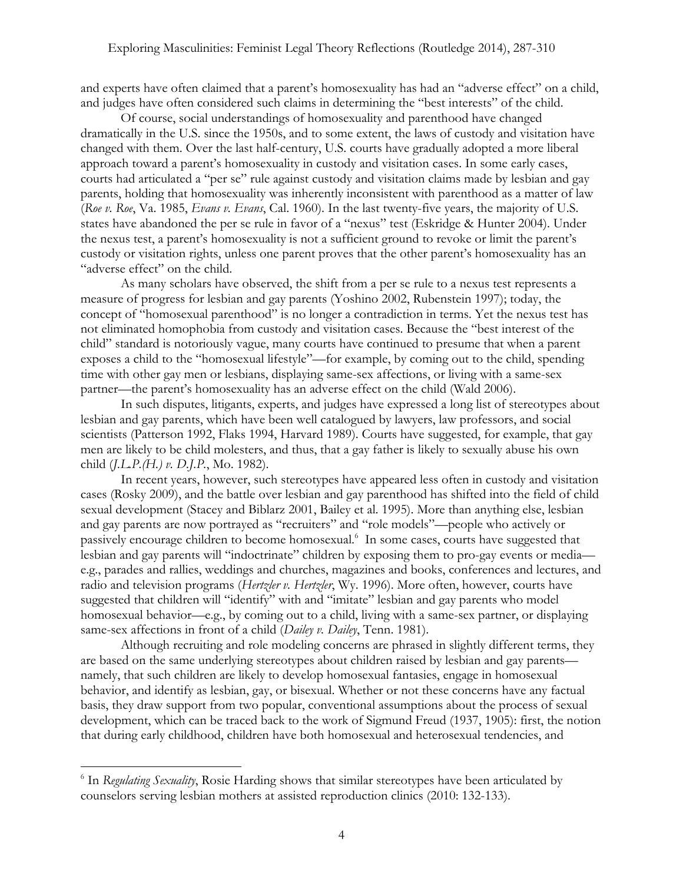and experts have often claimed that a parent's homosexuality has had an "adverse effect" on a child, and judges have often considered such claims in determining the "best interests" of the child.

Of course, social understandings of homosexuality and parenthood have changed dramatically in the U.S. since the 1950s, and to some extent, the laws of custody and visitation have changed with them. Over the last half-century, U.S. courts have gradually adopted a more liberal approach toward a parent's homosexuality in custody and visitation cases. In some early cases, courts had articulated a "per se" rule against custody and visitation claims made by lesbian and gay parents, holding that homosexuality was inherently inconsistent with parenthood as a matter of law (*Roe v. Roe*, Va. 1985, *Evans v. Evans*, Cal. 1960). In the last twenty-five years, the majority of U.S. states have abandoned the per se rule in favor of a "nexus" test (Eskridge & Hunter 2004). Under the nexus test, a parent's homosexuality is not a sufficient ground to revoke or limit the parent's custody or visitation rights, unless one parent proves that the other parent's homosexuality has an "adverse effect" on the child.

As many scholars have observed, the shift from a per se rule to a nexus test represents a measure of progress for lesbian and gay parents (Yoshino 2002, Rubenstein 1997); today, the concept of "homosexual parenthood" is no longer a contradiction in terms. Yet the nexus test has not eliminated homophobia from custody and visitation cases. Because the "best interest of the child" standard is notoriously vague, many courts have continued to presume that when a parent exposes a child to the "homosexual lifestyle"—for example, by coming out to the child, spending time with other gay men or lesbians, displaying same-sex affections, or living with a same-sex partner—the parent's homosexuality has an adverse effect on the child (Wald 2006).

In such disputes, litigants, experts, and judges have expressed a long list of stereotypes about lesbian and gay parents, which have been well catalogued by lawyers, law professors, and social scientists (Patterson 1992, Flaks 1994, Harvard 1989). Courts have suggested, for example, that gay men are likely to be child molesters, and thus, that a gay father is likely to sexually abuse his own child (*J.L.P.(H.) v. D.J.P.*, Mo. 1982).

In recent years, however, such stereotypes have appeared less often in custody and visitation cases (Rosky 2009), and the battle over lesbian and gay parenthood has shifted into the field of child sexual development (Stacey and Biblarz 2001, Bailey et al. 1995). More than anything else, lesbian and gay parents are now portrayed as "recruiters" and "role models"—people who actively or passively encourage children to become homosexual.[6] In some cases, courts have suggested that lesbian and gay parents will "indoctrinate" children by exposing them to pro-gay events or media—e.g., parades and rallies, weddings and churches, magazines and books, conferences and lectures, and radio and television programs (*Hertzler v. Hertzler*, Wy. 1996). More often, however, courts have suggested that children will "identify" with and "imitate" lesbian and gay parents who model homosexual behavior—e.g., by coming out to a child, living with a same-sex partner, or displaying same-sex affections in front of a child (*Dailey v. Dailey*, Tenn. 1981).

Although recruiting and role modeling concerns are phrased in slightly different terms, they are based on the same underlying stereotypes about children raised by lesbian and gay parents—namely, that such children are likely to develop homosexual fantasies, engage in homosexual behavior, and identify as lesbian, gay, or bisexual. Whether or not these concerns have any factual basis, they draw support from two popular, conventional assumptions about the process of sexual development, which can be traced back to the work of Sigmund Freud (1937, 1905): first, the notion that during early childhood, children have both homosexual and heterosexual tendencies, and

---

[6] In *Regulating Sexuality*, Rosie Harding shows that similar stereotypes have been articulated by counselors serving lesbian mothers at assisted reproduction clinics (2010: 132-133).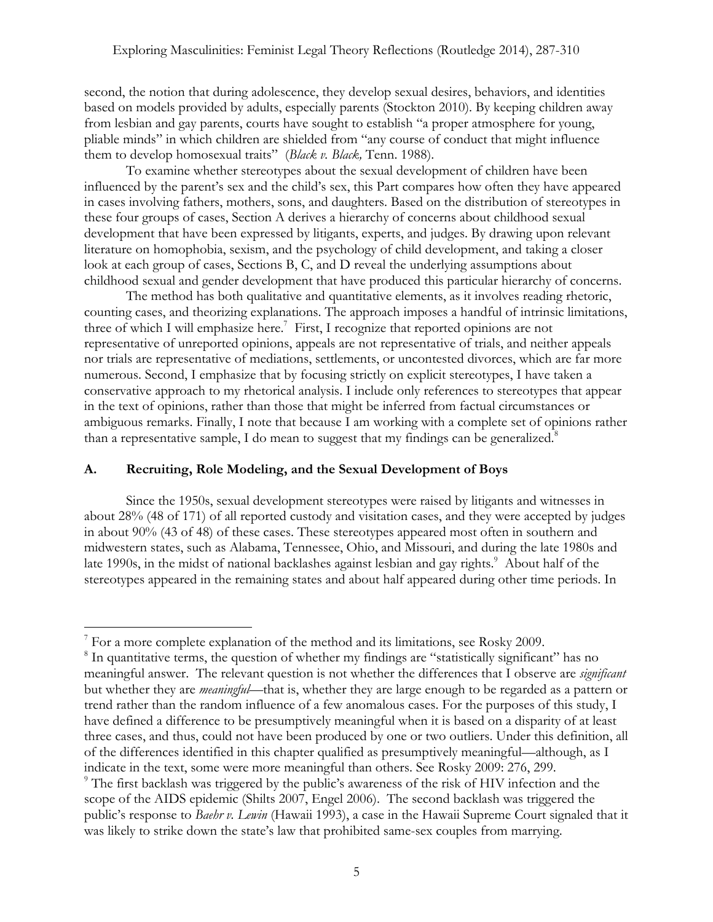second, the notion that during adolescence, they develop sexual desires, behaviors, and identities based on models provided by adults, especially parents (Stockton 2010). By keeping children away from lesbian and gay parents, courts have sought to establish "a proper atmosphere for young, pliable minds" in which children are shielded from "any course of conduct that might influence them to develop homosexual traits" (*Black v. Black,* Tenn. 1988).

To examine whether stereotypes about the sexual development of children have been influenced by the parent's sex and the child's sex, this Part compares how often they have appeared in cases involving fathers, mothers, sons, and daughters. Based on the distribution of stereotypes in these four groups of cases, Section A derives a hierarchy of concerns about childhood sexual development that have been expressed by litigants, experts, and judges. By drawing upon relevant literature on homophobia, sexism, and the psychology of child development, and taking a closer look at each group of cases, Sections B, C, and D reveal the underlying assumptions about childhood sexual and gender development that have produced this particular hierarchy of concerns.

The method has both qualitative and quantitative elements, as it involves reading rhetoric, counting cases, and theorizing explanations. The approach imposes a handful of intrinsic limitations, three of which I will emphasize here.[7] First, I recognize that reported opinions are not representative of unreported opinions, appeals are not representative of trials, and neither appeals nor trials are representative of mediations, settlements, or uncontested divorces, which are far more numerous. Second, I emphasize that by focusing strictly on explicit stereotypes, I have taken a conservative approach to my rhetorical analysis. I include only references to stereotypes that appear in the text of opinions, rather than those that might be inferred from factual circumstances or ambiguous remarks. Finally, I note that because I am working with a complete set of opinions rather than a representative sample, I do mean to suggest that my findings can be generalized.[8]

## A. Recruiting, Role Modeling, and the Sexual Development of Boys

Since the 1950s, sexual development stereotypes were raised by litigants and witnesses in about 28% (48 of 171) of all reported custody and visitation cases, and they were accepted by judges in about 90% (43 of 48) of these cases. These stereotypes appeared most often in southern and midwestern states, such as Alabama, Tennessee, Ohio, and Missouri, and during the late 1980s and late 1990s, in the midst of national backlashes against lesbian and gay rights.[9] About half of the stereotypes appeared in the remaining states and about half appeared during other time periods. In

---

[7] For a more complete explanation of the method and its limitations, see Rosky 2009.

[8] In quantitative terms, the question of whether my findings are "statistically significant" has no meaningful answer. The relevant question is not whether the differences that I observe are *significant* but whether they are *meaningful*—that is, whether they are large enough to be regarded as a pattern or trend rather than the random influence of a few anomalous cases. For the purposes of this study, I have defined a difference to be presumptively meaningful when it is based on a disparity of at least three cases, and thus, could not have been produced by one or two outliers. Under this definition, all of the differences identified in this chapter qualified as presumptively meaningful—although, as I indicate in the text, some were more meaningful than others. See Rosky 2009: 276, 299.

[9] The first backlash was triggered by the public's awareness of the risk of HIV infection and the scope of the AIDS epidemic (Shilts 2007, Engel 2006). The second backlash was triggered the public's response to *Baehr v. Lewin* (Hawaii 1993), a case in the Hawaii Supreme Court signaled that it was likely to strike down the state's law that prohibited same-sex couples from marrying.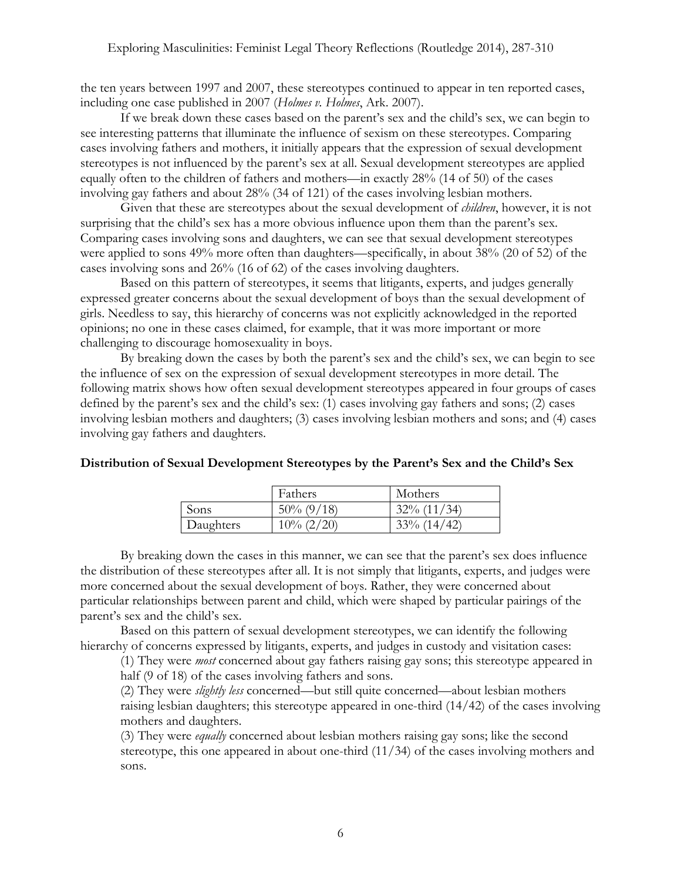the ten years between 1997 and 2007, these stereotypes continued to appear in ten reported cases, including one case published in 2007 (*Holmes v. Holmes*, Ark. 2007).

If we break down these cases based on the parent's sex and the child's sex, we can begin to see interesting patterns that illuminate the influence of sexism on these stereotypes. Comparing cases involving fathers and mothers, it initially appears that the expression of sexual development stereotypes is not influenced by the parent's sex at all. Sexual development stereotypes are applied equally often to the children of fathers and mothers—in exactly 28% (14 of 50) of the cases involving gay fathers and about 28% (34 of 121) of the cases involving lesbian mothers.

Given that these are stereotypes about the sexual development of *children*, however, it is not surprising that the child's sex has a more obvious influence upon them than the parent's sex. Comparing cases involving sons and daughters, we can see that sexual development stereotypes were applied to sons 49% more often than daughters—specifically, in about 38% (20 of 52) of the cases involving sons and 26% (16 of 62) of the cases involving daughters.

Based on this pattern of stereotypes, it seems that litigants, experts, and judges generally expressed greater concerns about the sexual development of boys than the sexual development of girls. Needless to say, this hierarchy of concerns was not explicitly acknowledged in the reported opinions; no one in these cases claimed, for example, that it was more important or more challenging to discourage homosexuality in boys.

By breaking down the cases by both the parent's sex and the child's sex, we can begin to see the influence of sex on the expression of sexual development stereotypes in more detail. The following matrix shows how often sexual development stereotypes appeared in four groups of cases defined by the parent's sex and the child's sex: (1) cases involving gay fathers and sons; (2) cases involving lesbian mothers and daughters; (3) cases involving lesbian mothers and sons; and (4) cases involving gay fathers and daughters.

**Distribution of Sexual Development Stereotypes by the Parent's Sex and the Child's Sex**

| | Fathers | Mothers |
|---|---|---|
| Sons | 50% (9/18) | 32% (11/34) |
| Daughters | 10% (2/20) | 33% (14/42) |

By breaking down the cases in this manner, we can see that the parent's sex does influence the distribution of these stereotypes after all. It is not simply that litigants, experts, and judges were more concerned about the sexual development of boys. Rather, they were concerned about particular relationships between parent and child, which were shaped by particular pairings of the parent's sex and the child's sex.

Based on this pattern of sexual development stereotypes, we can identify the following hierarchy of concerns expressed by litigants, experts, and judges in custody and visitation cases:

(1) They were *most* concerned about gay fathers raising gay sons; this stereotype appeared in half (9 of 18) of the cases involving fathers and sons.

(2) They were *slightly less* concerned—but still quite concerned—about lesbian mothers raising lesbian daughters; this stereotype appeared in one-third (14/42) of the cases involving mothers and daughters.

(3) They were *equally* concerned about lesbian mothers raising gay sons; like the second stereotype, this one appeared in about one-third (11/34) of the cases involving mothers and sons.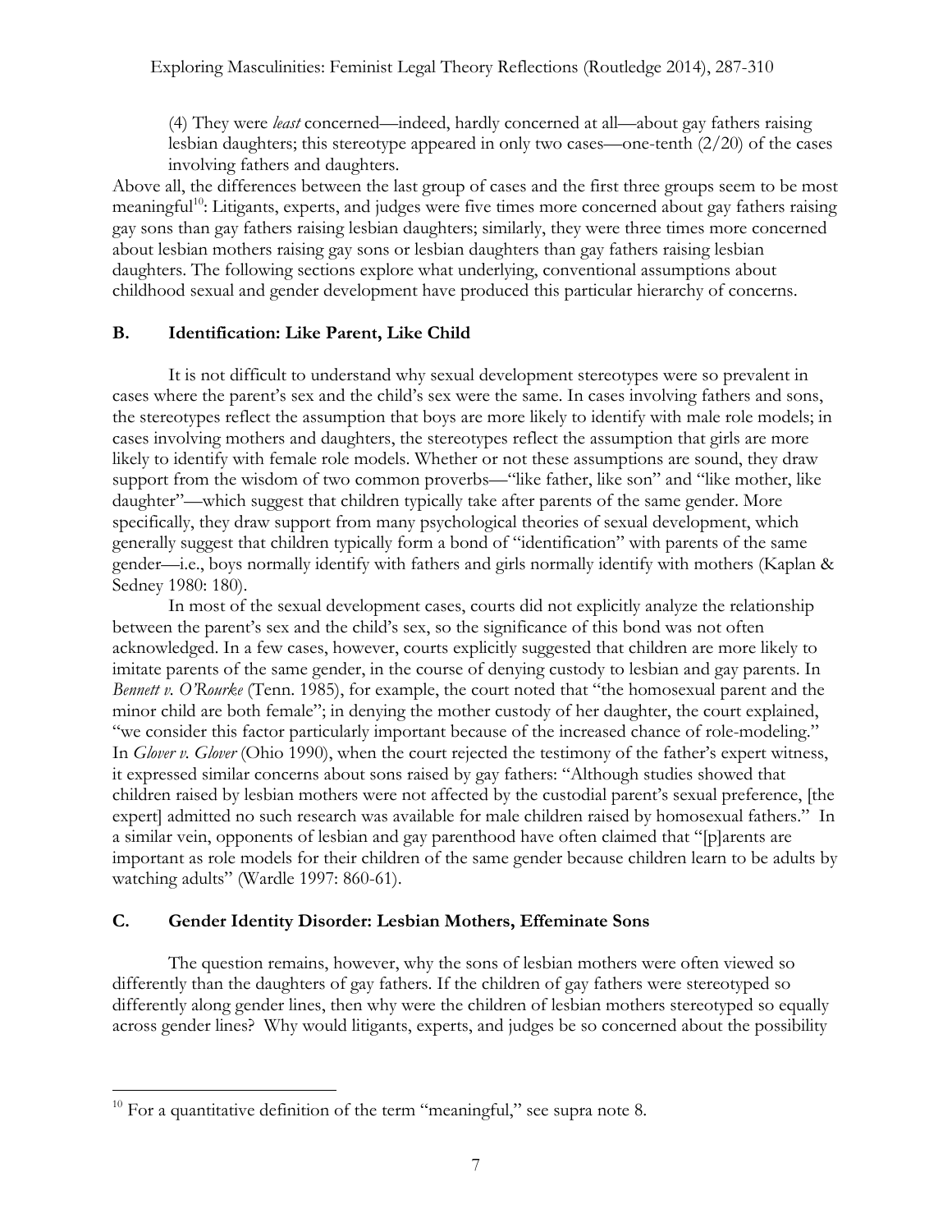(4) They were *least* concerned—indeed, hardly concerned at all—about gay fathers raising lesbian daughters; this stereotype appeared in only two cases—one-tenth (2/20) of the cases involving fathers and daughters.

Above all, the differences between the last group of cases and the first three groups seem to be most meaningful[10]: Litigants, experts, and judges were five times more concerned about gay fathers raising gay sons than gay fathers raising lesbian daughters; similarly, they were three times more concerned about lesbian mothers raising gay sons or lesbian daughters than gay fathers raising lesbian daughters. The following sections explore what underlying, conventional assumptions about childhood sexual and gender development have produced this particular hierarchy of concerns.

## B. Identification: Like Parent, Like Child

It is not difficult to understand why sexual development stereotypes were so prevalent in cases where the parent's sex and the child's sex were the same. In cases involving fathers and sons, the stereotypes reflect the assumption that boys are more likely to identify with male role models; in cases involving mothers and daughters, the stereotypes reflect the assumption that girls are more likely to identify with female role models. Whether or not these assumptions are sound, they draw support from the wisdom of two common proverbs—"like father, like son" and "like mother, like daughter"—which suggest that children typically take after parents of the same gender. More specifically, they draw support from many psychological theories of sexual development, which generally suggest that children typically form a bond of "identification" with parents of the same gender—i.e., boys normally identify with fathers and girls normally identify with mothers (Kaplan & Sedney 1980: 180).

In most of the sexual development cases, courts did not explicitly analyze the relationship between the parent's sex and the child's sex, so the significance of this bond was not often acknowledged. In a few cases, however, courts explicitly suggested that children are more likely to imitate parents of the same gender, in the course of denying custody to lesbian and gay parents. In *Bennett v. O'Rourke* (Tenn. 1985), for example, the court noted that "the homosexual parent and the minor child are both female"; in denying the mother custody of her daughter, the court explained, "we consider this factor particularly important because of the increased chance of role-modeling." In *Glover v. Glover* (Ohio 1990), when the court rejected the testimony of the father's expert witness, it expressed similar concerns about sons raised by gay fathers: "Although studies showed that children raised by lesbian mothers were not affected by the custodial parent's sexual preference, [the expert] admitted no such research was available for male children raised by homosexual fathers." In a similar vein, opponents of lesbian and gay parenthood have often claimed that "[p]arents are important as role models for their children of the same gender because children learn to be adults by watching adults" (Wardle 1997: 860-61).

## C. Gender Identity Disorder: Lesbian Mothers, Effeminate Sons

The question remains, however, why the sons of lesbian mothers were often viewed so differently than the daughters of gay fathers. If the children of gay fathers were stereotyped so differently along gender lines, then why were the children of lesbian mothers stereotyped so equally across gender lines? Why would litigants, experts, and judges be so concerned about the possibility

---

[10] For a quantitative definition of the term "meaningful," see supra note 8.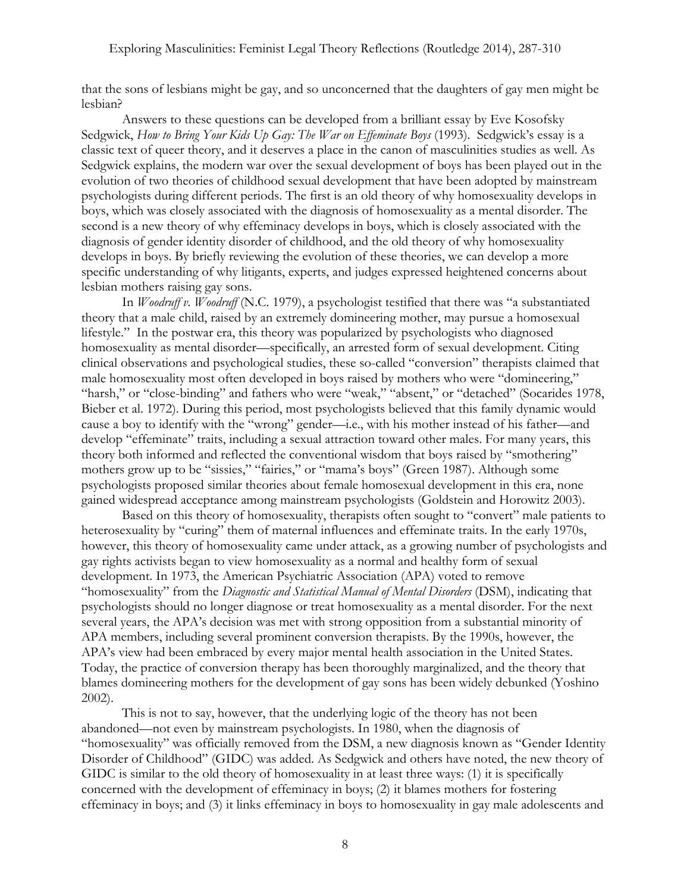that the sons of lesbians might be gay, and so unconcerned that the daughters of gay men might be lesbian?

Answers to these questions can be developed from a brilliant essay by Eve Kosofsky Sedgwick, *How to Bring Your Kids Up Gay: The War on Effeminate Boys* (1993). Sedgwick's essay is a classic text of queer theory, and it deserves a place in the canon of masculinities studies as well. As Sedgwick explains, the modern war over the sexual development of boys has been played out in the evolution of two theories of childhood sexual development that have been adopted by mainstream psychologists during different periods. The first is an old theory of why homosexuality develops in boys, which was closely associated with the diagnosis of homosexuality as a mental disorder. The second is a new theory of why effeminacy develops in boys, which is closely associated with the diagnosis of gender identity disorder of childhood, and the old theory of why homosexuality develops in boys. By briefly reviewing the evolution of these theories, we can develop a more specific understanding of why litigants, experts, and judges expressed heightened concerns about lesbian mothers raising gay sons.

In *Woodruff v. Woodruff* (N.C. 1979), a psychologist testified that there was "a substantiated theory that a male child, raised by an extremely domineering mother, may pursue a homosexual lifestyle." In the postwar era, this theory was popularized by psychologists who diagnosed homosexuality as mental disorder—specifically, an arrested form of sexual development. Citing clinical observations and psychological studies, these so-called "conversion" therapists claimed that male homosexuality most often developed in boys raised by mothers who were "domineering," "harsh," or "close-binding" and fathers who were "weak," "absent," or "detached" (Socarides 1978, Bieber et al. 1972). During this period, most psychologists believed that this family dynamic would cause a boy to identify with the "wrong" gender—i.e., with his mother instead of his father—and develop "effeminate" traits, including a sexual attraction toward other males. For many years, this theory both informed and reflected the conventional wisdom that boys raised by "smothering" mothers grow up to be "sissies," "fairies," or "mama's boys" (Green 1987). Although some psychologists proposed similar theories about female homosexual development in this era, none gained widespread acceptance among mainstream psychologists (Goldstein and Horowitz 2003).

Based on this theory of homosexuality, therapists often sought to "convert" male patients to heterosexuality by "curing" them of maternal influences and effeminate traits. In the early 1970s, however, this theory of homosexuality came under attack, as a growing number of psychologists and gay rights activists began to view homosexuality as a normal and healthy form of sexual development. In 1973, the American Psychiatric Association (APA) voted to remove "homosexuality" from the *Diagnostic and Statistical Manual of Mental Disorders* (DSM), indicating that psychologists should no longer diagnose or treat homosexuality as a mental disorder. For the next several years, the APA's decision was met with strong opposition from a substantial minority of APA members, including several prominent conversion therapists. By the 1990s, however, the APA's view had been embraced by every major mental health association in the United States. Today, the practice of conversion therapy has been thoroughly marginalized, and the theory that blames domineering mothers for the development of gay sons has been widely debunked (Yoshino 2002).

This is not to say, however, that the underlying logic of the theory has not been abandoned—not even by mainstream psychologists. In 1980, when the diagnosis of "homosexuality" was officially removed from the DSM, a new diagnosis known as "Gender Identity Disorder of Childhood" (GIDC) was added. As Sedgwick and others have noted, the new theory of GIDC is similar to the old theory of homosexuality in at least three ways: (1) it is specifically concerned with the development of effeminacy in boys; (2) it blames mothers for fostering effeminacy in boys; and (3) it links effeminacy in boys to homosexuality in gay male adolescents and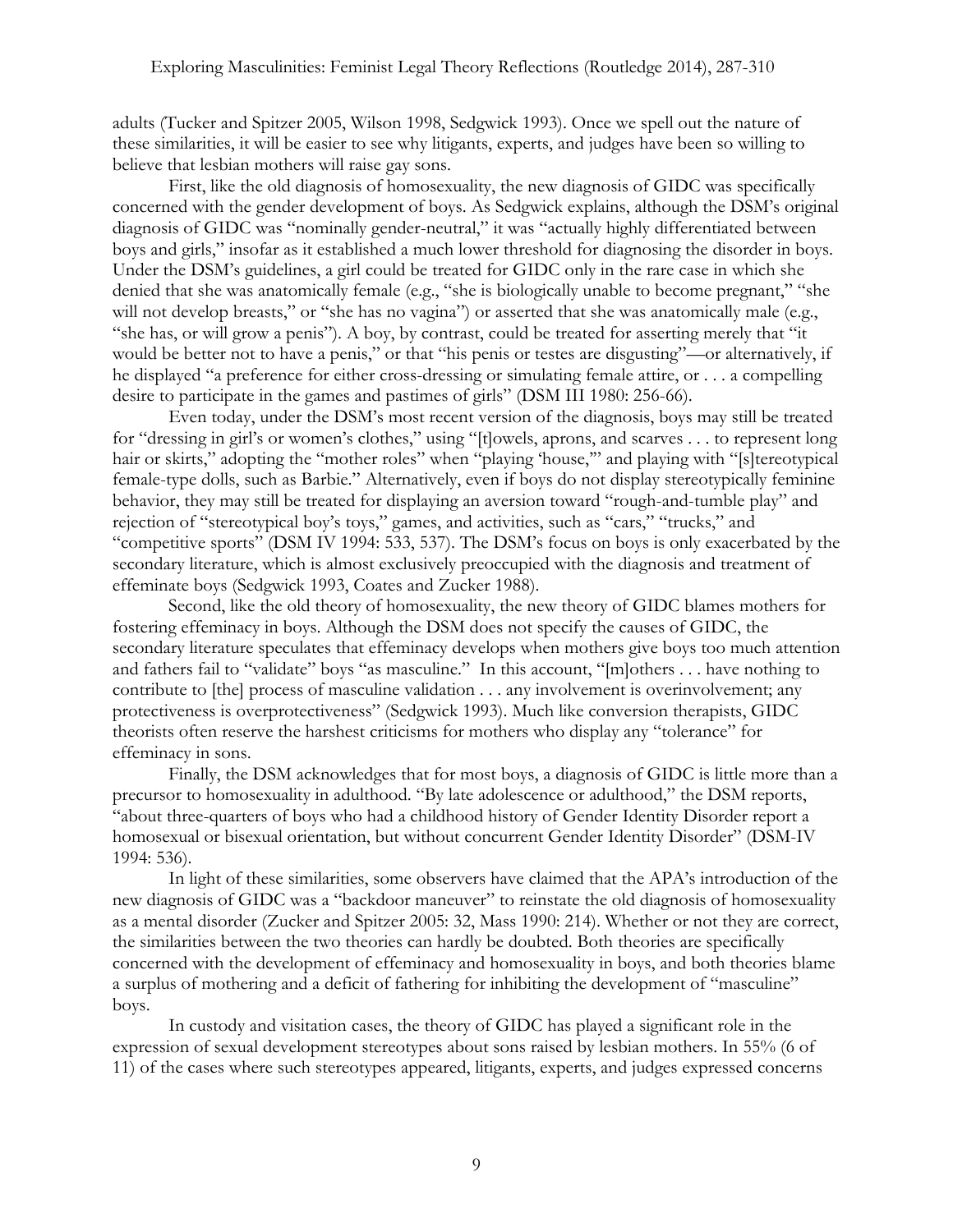adults (Tucker and Spitzer 2005, Wilson 1998, Sedgwick 1993). Once we spell out the nature of these similarities, it will be easier to see why litigants, experts, and judges have been so willing to believe that lesbian mothers will raise gay sons.

First, like the old diagnosis of homosexuality, the new diagnosis of GIDC was specifically concerned with the gender development of boys. As Sedgwick explains, although the DSM's original diagnosis of GIDC was "nominally gender-neutral," it was "actually highly differentiated between boys and girls," insofar as it established a much lower threshold for diagnosing the disorder in boys. Under the DSM's guidelines, a girl could be treated for GIDC only in the rare case in which she denied that she was anatomically female (e.g., "she is biologically unable to become pregnant," "she will not develop breasts," or "she has no vagina") or asserted that she was anatomically male (e.g., "she has, or will grow a penis"). A boy, by contrast, could be treated for asserting merely that "it would be better not to have a penis," or that "his penis or testes are disgusting"—or alternatively, if he displayed "a preference for either cross-dressing or simulating female attire, or . . . a compelling desire to participate in the games and pastimes of girls" (DSM III 1980: 256-66).

Even today, under the DSM's most recent version of the diagnosis, boys may still be treated for "dressing in girl's or women's clothes," using "[t]owels, aprons, and scarves . . . to represent long hair or skirts," adopting the "mother roles" when "playing 'house,'" and playing with "[s]tereotypical female-type dolls, such as Barbie." Alternatively, even if boys do not display stereotypically feminine behavior, they may still be treated for displaying an aversion toward "rough-and-tumble play" and rejection of "stereotypical boy's toys," games, and activities, such as "cars," "trucks," and "competitive sports" (DSM IV 1994: 533, 537). The DSM's focus on boys is only exacerbated by the secondary literature, which is almost exclusively preoccupied with the diagnosis and treatment of effeminate boys (Sedgwick 1993, Coates and Zucker 1988).

Second, like the old theory of homosexuality, the new theory of GIDC blames mothers for fostering effeminacy in boys. Although the DSM does not specify the causes of GIDC, the secondary literature speculates that effeminacy develops when mothers give boys too much attention and fathers fail to "validate" boys "as masculine." In this account, "[m]others . . . have nothing to contribute to [the] process of masculine validation . . . any involvement is overinvolvement; any protectiveness is overprotectiveness" (Sedgwick 1993). Much like conversion therapists, GIDC theorists often reserve the harshest criticisms for mothers who display any "tolerance" for effeminacy in sons.

Finally, the DSM acknowledges that for most boys, a diagnosis of GIDC is little more than a precursor to homosexuality in adulthood. "By late adolescence or adulthood," the DSM reports, "about three-quarters of boys who had a childhood history of Gender Identity Disorder report a homosexual or bisexual orientation, but without concurrent Gender Identity Disorder" (DSM-IV 1994: 536).

In light of these similarities, some observers have claimed that the APA's introduction of the new diagnosis of GIDC was a "backdoor maneuver" to reinstate the old diagnosis of homosexuality as a mental disorder (Zucker and Spitzer 2005: 32, Mass 1990: 214). Whether or not they are correct, the similarities between the two theories can hardly be doubted. Both theories are specifically concerned with the development of effeminacy and homosexuality in boys, and both theories blame a surplus of mothering and a deficit of fathering for inhibiting the development of "masculine" boys.

In custody and visitation cases, the theory of GIDC has played a significant role in the expression of sexual development stereotypes about sons raised by lesbian mothers. In 55% (6 of 11) of the cases where such stereotypes appeared, litigants, experts, and judges expressed concerns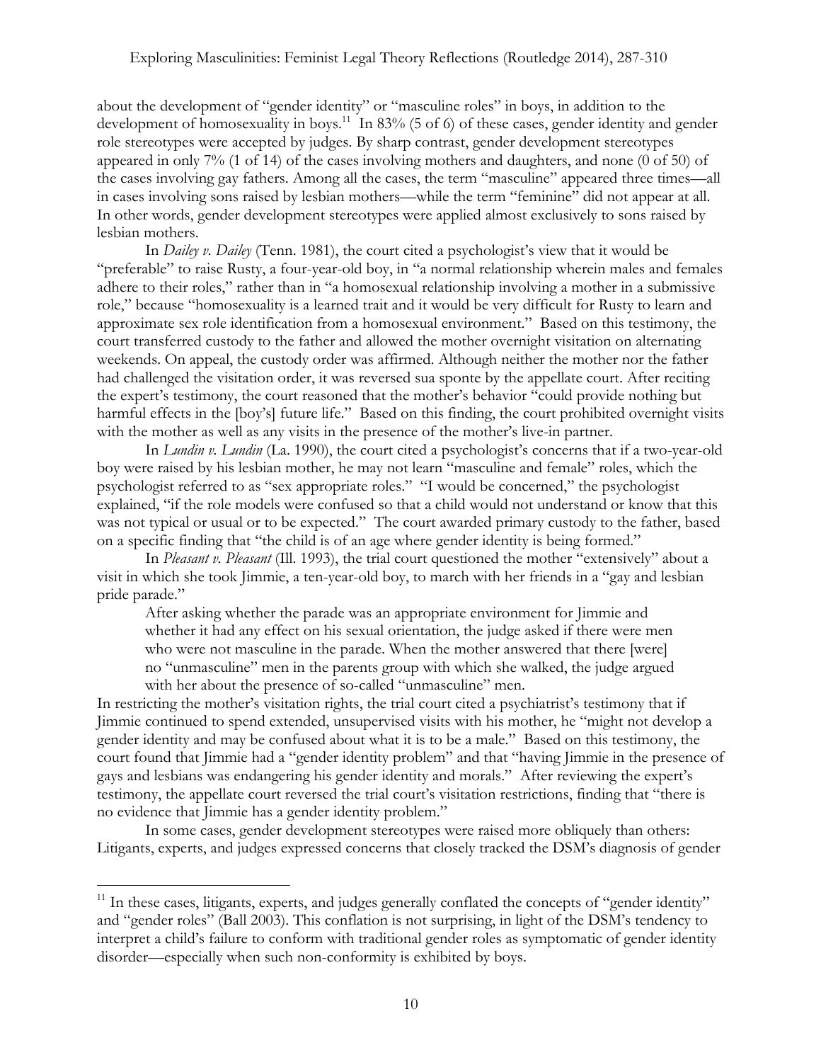about the development of "gender identity" or "masculine roles" in boys, in addition to the development of homosexuality in boys.[11] In 83% (5 of 6) of these cases, gender identity and gender role stereotypes were accepted by judges. By sharp contrast, gender development stereotypes appeared in only 7% (1 of 14) of the cases involving mothers and daughters, and none (0 of 50) of the cases involving gay fathers. Among all the cases, the term "masculine" appeared three times—all in cases involving sons raised by lesbian mothers—while the term "feminine" did not appear at all. In other words, gender development stereotypes were applied almost exclusively to sons raised by lesbian mothers.

In *Dailey v. Dailey* (Tenn. 1981), the court cited a psychologist's view that it would be "preferable" to raise Rusty, a four-year-old boy, in "a normal relationship wherein males and females adhere to their roles," rather than in "a homosexual relationship involving a mother in a submissive role," because "homosexuality is a learned trait and it would be very difficult for Rusty to learn and approximate sex role identification from a homosexual environment." Based on this testimony, the court transferred custody to the father and allowed the mother overnight visitation on alternating weekends. On appeal, the custody order was affirmed. Although neither the mother nor the father had challenged the visitation order, it was reversed sua sponte by the appellate court. After reciting the expert's testimony, the court reasoned that the mother's behavior "could provide nothing but harmful effects in the [boy's] future life." Based on this finding, the court prohibited overnight visits with the mother as well as any visits in the presence of the mother's live-in partner.

In *Lundin v. Lundin* (La. 1990), the court cited a psychologist's concerns that if a two-year-old boy were raised by his lesbian mother, he may not learn "masculine and female" roles, which the psychologist referred to as "sex appropriate roles." "I would be concerned," the psychologist explained, "if the role models were confused so that a child would not understand or know that this was not typical or usual or to be expected." The court awarded primary custody to the father, based on a specific finding that "the child is of an age where gender identity is being formed."

In *Pleasant v. Pleasant* (Ill. 1993), the trial court questioned the mother "extensively" about a visit in which she took Jimmie, a ten-year-old boy, to march with her friends in a "gay and lesbian pride parade."

> After asking whether the parade was an appropriate environment for Jimmie and whether it had any effect on his sexual orientation, the judge asked if there were men who were not masculine in the parade. When the mother answered that there [were] no "unmasculine" men in the parents group with which she walked, the judge argued with her about the presence of so-called "unmasculine" men.

In restricting the mother's visitation rights, the trial court cited a psychiatrist's testimony that if Jimmie continued to spend extended, unsupervised visits with his mother, he "might not develop a gender identity and may be confused about what it is to be a male." Based on this testimony, the court found that Jimmie had a "gender identity problem" and that "having Jimmie in the presence of gays and lesbians was endangering his gender identity and morals." After reviewing the expert's testimony, the appellate court reversed the trial court's visitation restrictions, finding that "there is no evidence that Jimmie has a gender identity problem."

In some cases, gender development stereotypes were raised more obliquely than others: Litigants, experts, and judges expressed concerns that closely tracked the DSM's diagnosis of gender

---

[11] In these cases, litigants, experts, and judges generally conflated the concepts of "gender identity" and "gender roles" (Ball 2003). This conflation is not surprising, in light of the DSM's tendency to interpret a child's failure to conform with traditional gender roles as symptomatic of gender identity disorder—especially when such non-conformity is exhibited by boys.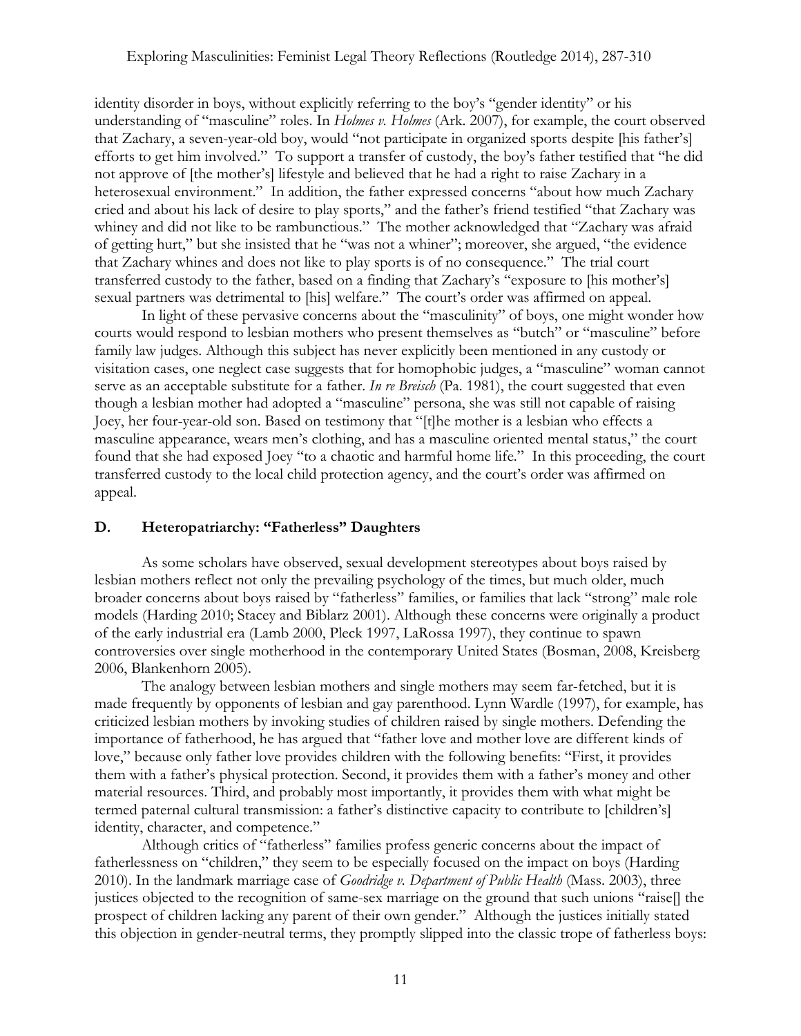identity disorder in boys, without explicitly referring to the boy's "gender identity" or his understanding of "masculine" roles. In *Holmes v. Holmes* (Ark. 2007), for example, the court observed that Zachary, a seven-year-old boy, would "not participate in organized sports despite [his father's] efforts to get him involved." To support a transfer of custody, the boy's father testified that "he did not approve of [the mother's] lifestyle and believed that he had a right to raise Zachary in a heterosexual environment." In addition, the father expressed concerns "about how much Zachary cried and about his lack of desire to play sports," and the father's friend testified "that Zachary was whiney and did not like to be rambunctious." The mother acknowledged that "Zachary was afraid of getting hurt," but she insisted that he "was not a whiner"; moreover, she argued, "the evidence that Zachary whines and does not like to play sports is of no consequence." The trial court transferred custody to the father, based on a finding that Zachary's "exposure to [his mother's] sexual partners was detrimental to [his] welfare." The court's order was affirmed on appeal.

In light of these pervasive concerns about the "masculinity" of boys, one might wonder how courts would respond to lesbian mothers who present themselves as "butch" or "masculine" before family law judges. Although this subject has never explicitly been mentioned in any custody or visitation cases, one neglect case suggests that for homophobic judges, a "masculine" woman cannot serve as an acceptable substitute for a father. *In re Breisch* (Pa. 1981), the court suggested that even though a lesbian mother had adopted a "masculine" persona, she was still not capable of raising Joey, her four-year-old son. Based on testimony that "[t]he mother is a lesbian who effects a masculine appearance, wears men's clothing, and has a masculine oriented mental status," the court found that she had exposed Joey "to a chaotic and harmful home life." In this proceeding, the court transferred custody to the local child protection agency, and the court's order was affirmed on appeal.

## D. Heteropatriarchy: "Fatherless" Daughters

As some scholars have observed, sexual development stereotypes about boys raised by lesbian mothers reflect not only the prevailing psychology of the times, but much older, much broader concerns about boys raised by "fatherless" families, or families that lack "strong" male role models (Harding 2010; Stacey and Biblarz 2001). Although these concerns were originally a product of the early industrial era (Lamb 2000, Pleck 1997, LaRossa 1997), they continue to spawn controversies over single motherhood in the contemporary United States (Bosman, 2008, Kreisberg 2006, Blankenhorn 2005).

The analogy between lesbian mothers and single mothers may seem far-fetched, but it is made frequently by opponents of lesbian and gay parenthood. Lynn Wardle (1997), for example, has criticized lesbian mothers by invoking studies of children raised by single mothers. Defending the importance of fatherhood, he has argued that "father love and mother love are different kinds of love," because only father love provides children with the following benefits: "First, it provides them with a father's physical protection. Second, it provides them with a father's money and other material resources. Third, and probably most importantly, it provides them with what might be termed paternal cultural transmission: a father's distinctive capacity to contribute to [children's] identity, character, and competence."

Although critics of "fatherless" families profess generic concerns about the impact of fatherlessness on "children," they seem to be especially focused on the impact on boys (Harding 2010). In the landmark marriage case of *Goodridge v. Department of Public Health* (Mass. 2003), three justices objected to the recognition of same-sex marriage on the ground that such unions "raise[] the prospect of children lacking any parent of their own gender." Although the justices initially stated this objection in gender-neutral terms, they promptly slipped into the classic trope of fatherless boys: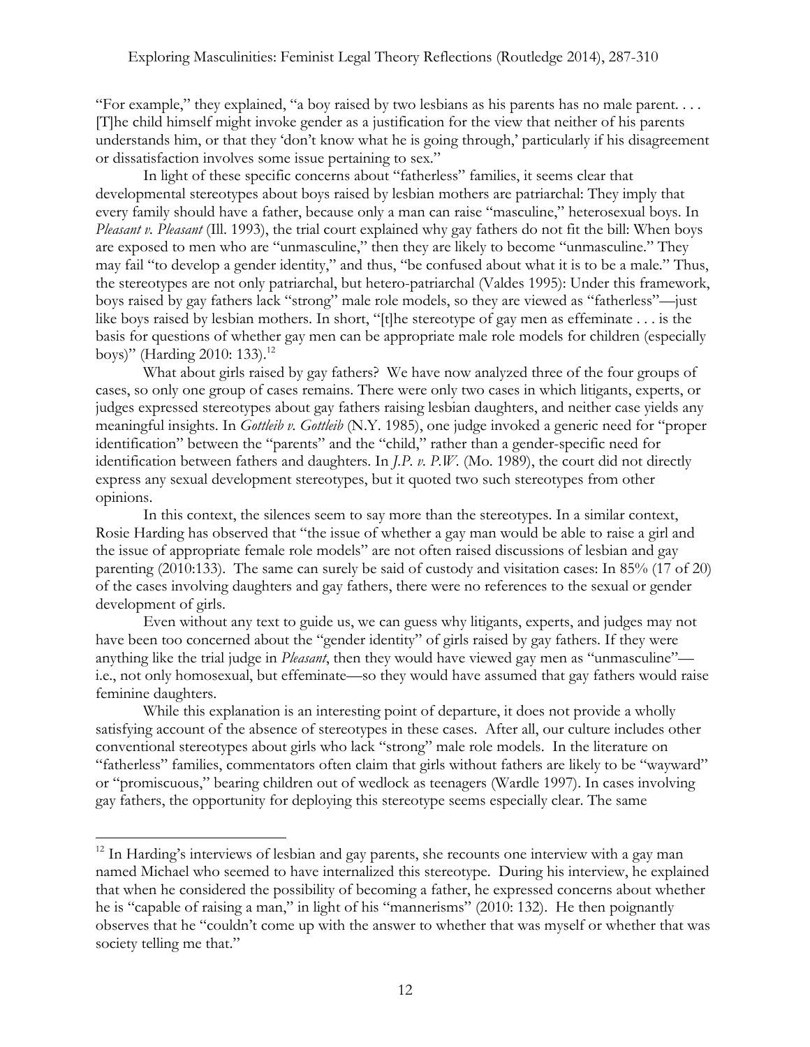"For example," they explained, "a boy raised by two lesbians as his parents has no male parent. . . . [T]he child himself might invoke gender as a justification for the view that neither of his parents understands him, or that they 'don't know what he is going through,' particularly if his disagreement or dissatisfaction involves some issue pertaining to sex."

In light of these specific concerns about "fatherless" families, it seems clear that developmental stereotypes about boys raised by lesbian mothers are patriarchal: They imply that every family should have a father, because only a man can raise "masculine," heterosexual boys. In *Pleasant v. Pleasant* (Ill. 1993), the trial court explained why gay fathers do not fit the bill: When boys are exposed to men who are "unmasculine," then they are likely to become "unmasculine." They may fail "to develop a gender identity," and thus, "be confused about what it is to be a male." Thus, the stereotypes are not only patriarchal, but hetero-patriarchal (Valdes 1995): Under this framework, boys raised by gay fathers lack "strong" male role models, so they are viewed as "fatherless"—just like boys raised by lesbian mothers. In short, "[t]he stereotype of gay men as effeminate . . . is the basis for questions of whether gay men can be appropriate male role models for children (especially boys)" (Harding 2010: 133).[12]

What about girls raised by gay fathers? We have now analyzed three of the four groups of cases, so only one group of cases remains. There were only two cases in which litigants, experts, or judges expressed stereotypes about gay fathers raising lesbian daughters, and neither case yields any meaningful insights. In *Gottleib v. Gottleib* (N.Y. 1985), one judge invoked a generic need for "proper identification" between the "parents" and the "child," rather than a gender-specific need for identification between fathers and daughters. In *J.P. v. P.W.* (Mo. 1989), the court did not directly express any sexual development stereotypes, but it quoted two such stereotypes from other opinions.

In this context, the silences seem to say more than the stereotypes. In a similar context, Rosie Harding has observed that "the issue of whether a gay man would be able to raise a girl and the issue of appropriate female role models" are not often raised discussions of lesbian and gay parenting (2010:133). The same can surely be said of custody and visitation cases: In 85% (17 of 20) of the cases involving daughters and gay fathers, there were no references to the sexual or gender development of girls.

Even without any text to guide us, we can guess why litigants, experts, and judges may not have been too concerned about the "gender identity" of girls raised by gay fathers. If they were anything like the trial judge in *Pleasant*, then they would have viewed gay men as "unmasculine"—i.e., not only homosexual, but effeminate—so they would have assumed that gay fathers would raise feminine daughters.

While this explanation is an interesting point of departure, it does not provide a wholly satisfying account of the absence of stereotypes in these cases. After all, our culture includes other conventional stereotypes about girls who lack "strong" male role models. In the literature on "fatherless" families, commentators often claim that girls without fathers are likely to be "wayward" or "promiscuous," bearing children out of wedlock as teenagers (Wardle 1997). In cases involving gay fathers, the opportunity for deploying this stereotype seems especially clear. The same

---

[12] In Harding's interviews of lesbian and gay parents, she recounts one interview with a gay man named Michael who seemed to have internalized this stereotype. During his interview, he explained that when he considered the possibility of becoming a father, he expressed concerns about whether he is "capable of raising a man," in light of his "mannerisms" (2010: 132). He then poignantly observes that he "couldn't come up with the answer to whether that was myself or whether that was society telling me that."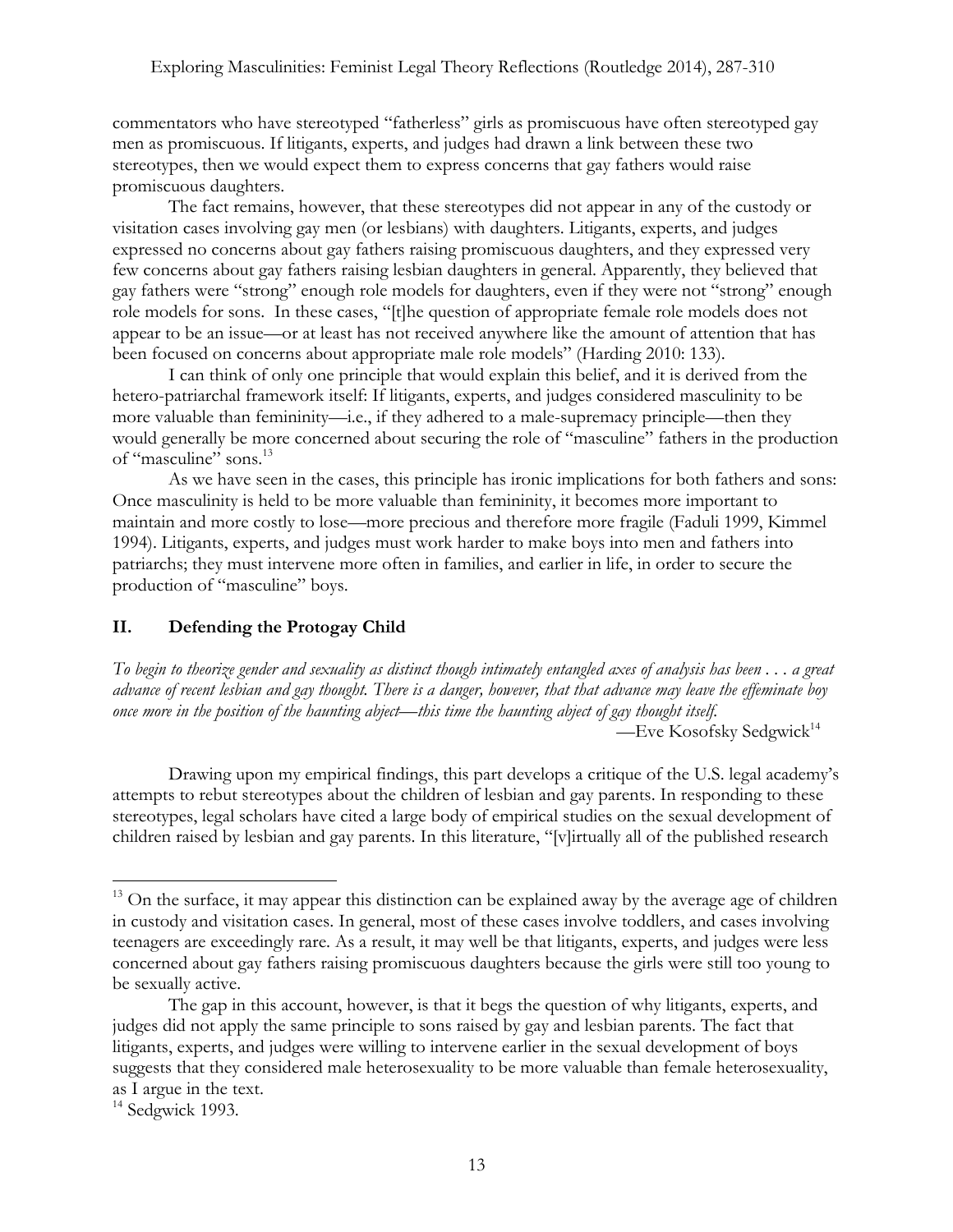commentators who have stereotyped "fatherless" girls as promiscuous have often stereotyped gay men as promiscuous. If litigants, experts, and judges had drawn a link between these two stereotypes, then we would expect them to express concerns that gay fathers would raise promiscuous daughters.

The fact remains, however, that these stereotypes did not appear in any of the custody or visitation cases involving gay men (or lesbians) with daughters. Litigants, experts, and judges expressed no concerns about gay fathers raising promiscuous daughters, and they expressed very few concerns about gay fathers raising lesbian daughters in general. Apparently, they believed that gay fathers were "strong" enough role models for daughters, even if they were not "strong" enough role models for sons. In these cases, "[t]he question of appropriate female role models does not appear to be an issue—or at least has not received anywhere like the amount of attention that has been focused on concerns about appropriate male role models" (Harding 2010: 133).

I can think of only one principle that would explain this belief, and it is derived from the hetero-patriarchal framework itself: If litigants, experts, and judges considered masculinity to be more valuable than femininity—i.e., if they adhered to a male-supremacy principle—then they would generally be more concerned about securing the role of "masculine" fathers in the production of "masculine" sons.[13]

As we have seen in the cases, this principle has ironic implications for both fathers and sons: Once masculinity is held to be more valuable than femininity, it becomes more important to maintain and more costly to lose—more precious and therefore more fragile (Faduli 1999, Kimmel 1994). Litigants, experts, and judges must work harder to make boys into men and fathers into patriarchs; they must intervene more often in families, and earlier in life, in order to secure the production of "masculine" boys.

## II. Defending the Protogay Child

*To begin to theorize gender and sexuality as distinct though intimately entangled axes of analysis has been . . . a great advance of recent lesbian and gay thought. There is a danger, however, that that advance may leave the effeminate boy once more in the position of the haunting abject—this time the haunting abject of gay thought itself.*

—Eve Kosofsky Sedgwick[14]

Drawing upon my empirical findings, this part develops a critique of the U.S. legal academy's attempts to rebut stereotypes about the children of lesbian and gay parents. In responding to these stereotypes, legal scholars have cited a large body of empirical studies on the sexual development of children raised by lesbian and gay parents. In this literature, "[v]irtually all of the published research

---

[13] On the surface, it may appear this distinction can be explained away by the average age of children in custody and visitation cases. In general, most of these cases involve toddlers, and cases involving teenagers are exceedingly rare. As a result, it may well be that litigants, experts, and judges were less concerned about gay fathers raising promiscuous daughters because the girls were still too young to be sexually active.

The gap in this account, however, is that it begs the question of why litigants, experts, and judges did not apply the same principle to sons raised by gay and lesbian parents. The fact that litigants, experts, and judges were willing to intervene earlier in the sexual development of boys suggests that they considered male heterosexuality to be more valuable than female heterosexuality, as I argue in the text.

[14] Sedgwick 1993.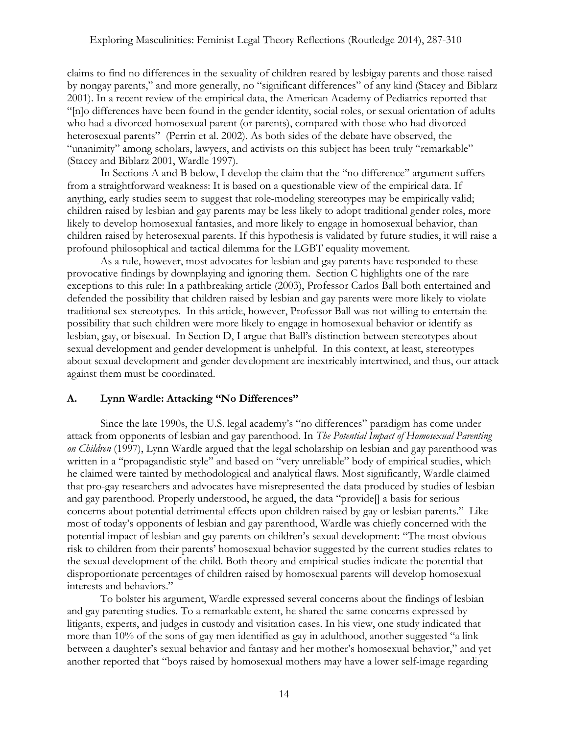claims to find no differences in the sexuality of children reared by lesbigay parents and those raised by nongay parents," and more generally, no "significant differences" of any kind (Stacey and Biblarz 2001). In a recent review of the empirical data, the American Academy of Pediatrics reported that "[n]o differences have been found in the gender identity, social roles, or sexual orientation of adults who had a divorced homosexual parent (or parents), compared with those who had divorced heterosexual parents" (Perrin et al. 2002). As both sides of the debate have observed, the "unanimity" among scholars, lawyers, and activists on this subject has been truly "remarkable" (Stacey and Biblarz 2001, Wardle 1997).

In Sections A and B below, I develop the claim that the "no difference" argument suffers from a straightforward weakness: It is based on a questionable view of the empirical data. If anything, early studies seem to suggest that role-modeling stereotypes may be empirically valid; children raised by lesbian and gay parents may be less likely to adopt traditional gender roles, more likely to develop homosexual fantasies, and more likely to engage in homosexual behavior, than children raised by heterosexual parents. If this hypothesis is validated by future studies, it will raise a profound philosophical and tactical dilemma for the LGBT equality movement.

As a rule, however, most advocates for lesbian and gay parents have responded to these provocative findings by downplaying and ignoring them. Section C highlights one of the rare exceptions to this rule: In a pathbreaking article (2003), Professor Carlos Ball both entertained and defended the possibility that children raised by lesbian and gay parents were more likely to violate traditional sex stereotypes. In this article, however, Professor Ball was not willing to entertain the possibility that such children were more likely to engage in homosexual behavior or identify as lesbian, gay, or bisexual. In Section D, I argue that Ball's distinction between stereotypes about sexual development and gender development is unhelpful. In this context, at least, stereotypes about sexual development and gender development are inextricably intertwined, and thus, our attack against them must be coordinated.

## A. Lynn Wardle: Attacking "No Differences"

Since the late 1990s, the U.S. legal academy's "no differences" paradigm has come under attack from opponents of lesbian and gay parenthood. In *The Potential Impact of Homosexual Parenting on Children* (1997), Lynn Wardle argued that the legal scholarship on lesbian and gay parenthood was written in a "propagandistic style" and based on "very unreliable" body of empirical studies, which he claimed were tainted by methodological and analytical flaws. Most significantly, Wardle claimed that pro-gay researchers and advocates have misrepresented the data produced by studies of lesbian and gay parenthood. Properly understood, he argued, the data "provide[] a basis for serious concerns about potential detrimental effects upon children raised by gay or lesbian parents." Like most of today's opponents of lesbian and gay parenthood, Wardle was chiefly concerned with the potential impact of lesbian and gay parents on children's sexual development: "The most obvious risk to children from their parents' homosexual behavior suggested by the current studies relates to the sexual development of the child. Both theory and empirical studies indicate the potential that disproportionate percentages of children raised by homosexual parents will develop homosexual interests and behaviors."

To bolster his argument, Wardle expressed several concerns about the findings of lesbian and gay parenting studies. To a remarkable extent, he shared the same concerns expressed by litigants, experts, and judges in custody and visitation cases. In his view, one study indicated that more than 10% of the sons of gay men identified as gay in adulthood, another suggested "a link between a daughter's sexual behavior and fantasy and her mother's homosexual behavior," and yet another reported that "boys raised by homosexual mothers may have a lower self-image regarding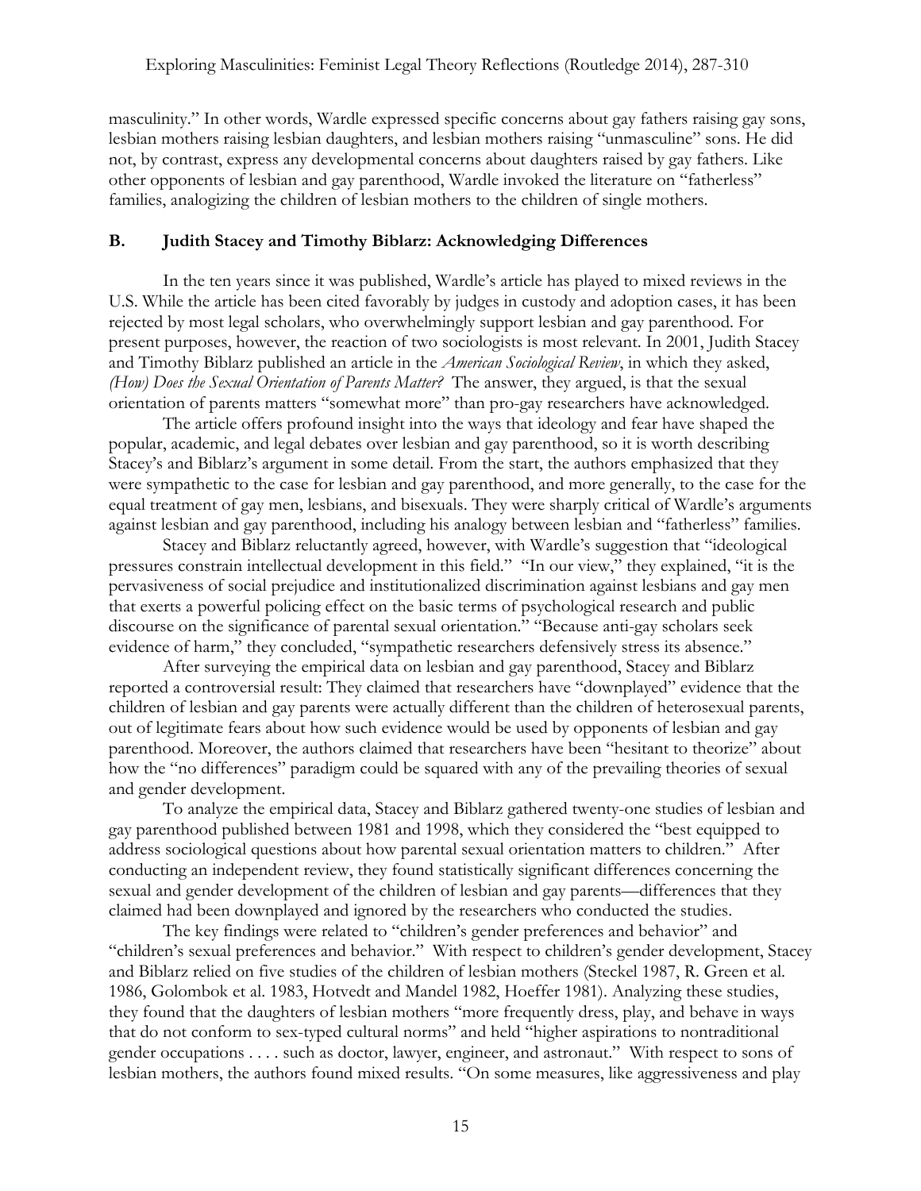masculinity." In other words, Wardle expressed specific concerns about gay fathers raising gay sons, lesbian mothers raising lesbian daughters, and lesbian mothers raising "unmasculine" sons. He did not, by contrast, express any developmental concerns about daughters raised by gay fathers. Like other opponents of lesbian and gay parenthood, Wardle invoked the literature on "fatherless" families, analogizing the children of lesbian mothers to the children of single mothers.

### B. Judith Stacey and Timothy Biblarz: Acknowledging Differences

In the ten years since it was published, Wardle's article has played to mixed reviews in the U.S. While the article has been cited favorably by judges in custody and adoption cases, it has been rejected by most legal scholars, who overwhelmingly support lesbian and gay parenthood. For present purposes, however, the reaction of two sociologists is most relevant. In 2001, Judith Stacey and Timothy Biblarz published an article in the *American Sociological Review*, in which they asked, *(How) Does the Sexual Orientation of Parents Matter?* The answer, they argued, is that the sexual orientation of parents matters "somewhat more" than pro-gay researchers have acknowledged.

The article offers profound insight into the ways that ideology and fear have shaped the popular, academic, and legal debates over lesbian and gay parenthood, so it is worth describing Stacey's and Biblarz's argument in some detail. From the start, the authors emphasized that they were sympathetic to the case for lesbian and gay parenthood, and more generally, to the case for the equal treatment of gay men, lesbians, and bisexuals. They were sharply critical of Wardle's arguments against lesbian and gay parenthood, including his analogy between lesbian and "fatherless" families.

Stacey and Biblarz reluctantly agreed, however, with Wardle's suggestion that "ideological pressures constrain intellectual development in this field." "In our view," they explained, "it is the pervasiveness of social prejudice and institutionalized discrimination against lesbians and gay men that exerts a powerful policing effect on the basic terms of psychological research and public discourse on the significance of parental sexual orientation." "Because anti-gay scholars seek evidence of harm," they concluded, "sympathetic researchers defensively stress its absence."

After surveying the empirical data on lesbian and gay parenthood, Stacey and Biblarz reported a controversial result: They claimed that researchers have "downplayed" evidence that the children of lesbian and gay parents were actually different than the children of heterosexual parents, out of legitimate fears about how such evidence would be used by opponents of lesbian and gay parenthood. Moreover, the authors claimed that researchers have been "hesitant to theorize" about how the "no differences" paradigm could be squared with any of the prevailing theories of sexual and gender development.

To analyze the empirical data, Stacey and Biblarz gathered twenty-one studies of lesbian and gay parenthood published between 1981 and 1998, which they considered the "best equipped to address sociological questions about how parental sexual orientation matters to children." After conducting an independent review, they found statistically significant differences concerning the sexual and gender development of the children of lesbian and gay parents—differences that they claimed had been downplayed and ignored by the researchers who conducted the studies.

The key findings were related to "children's gender preferences and behavior" and "children's sexual preferences and behavior." With respect to children's gender development, Stacey and Biblarz relied on five studies of the children of lesbian mothers (Steckel 1987, R. Green et al. 1986, Golombok et al. 1983, Hotvedt and Mandel 1982, Hoeffer 1981). Analyzing these studies, they found that the daughters of lesbian mothers "more frequently dress, play, and behave in ways that do not conform to sex-typed cultural norms" and held "higher aspirations to nontraditional gender occupations . . . . such as doctor, lawyer, engineer, and astronaut." With respect to sons of lesbian mothers, the authors found mixed results. "On some measures, like aggressiveness and play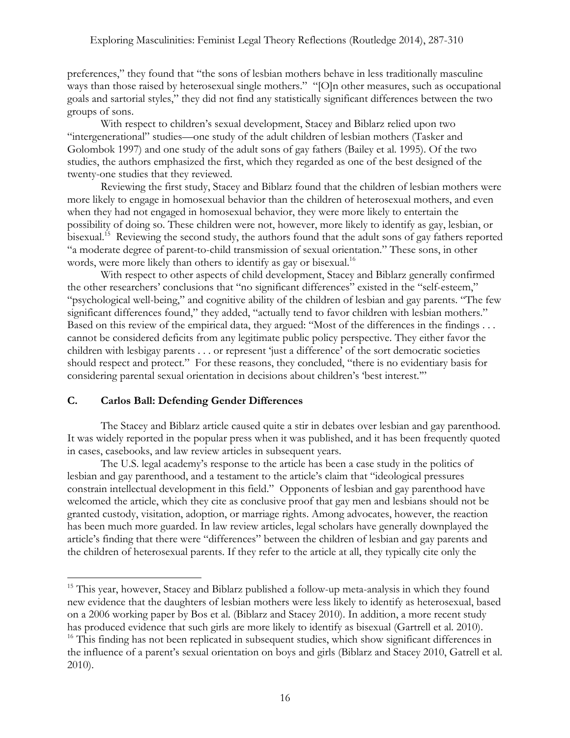preferences," they found that "the sons of lesbian mothers behave in less traditionally masculine ways than those raised by heterosexual single mothers." "[O]n other measures, such as occupational goals and sartorial styles," they did not find any statistically significant differences between the two groups of sons.

With respect to children's sexual development, Stacey and Biblarz relied upon two "intergenerational" studies—one study of the adult children of lesbian mothers (Tasker and Golombok 1997) and one study of the adult sons of gay fathers (Bailey et al. 1995). Of the two studies, the authors emphasized the first, which they regarded as one of the best designed of the twenty-one studies that they reviewed.

Reviewing the first study, Stacey and Biblarz found that the children of lesbian mothers were more likely to engage in homosexual behavior than the children of heterosexual mothers, and even when they had not engaged in homosexual behavior, they were more likely to entertain the possibility of doing so. These children were not, however, more likely to identify as gay, lesbian, or bisexual.[15] Reviewing the second study, the authors found that the adult sons of gay fathers reported "a moderate degree of parent-to-child transmission of sexual orientation." These sons, in other words, were more likely than others to identify as gay or bisexual.[16]

With respect to other aspects of child development, Stacey and Biblarz generally confirmed the other researchers' conclusions that "no significant differences" existed in the "self-esteem," "psychological well-being," and cognitive ability of the children of lesbian and gay parents. "The few significant differences found," they added, "actually tend to favor children with lesbian mothers." Based on this review of the empirical data, they argued: "Most of the differences in the findings . . . cannot be considered deficits from any legitimate public policy perspective. They either favor the children with lesbigay parents . . . or represent 'just a difference' of the sort democratic societies should respect and protect." For these reasons, they concluded, "there is no evidentiary basis for considering parental sexual orientation in decisions about children's 'best interest.'"

## C. Carlos Ball: Defending Gender Differences

The Stacey and Biblarz article caused quite a stir in debates over lesbian and gay parenthood. It was widely reported in the popular press when it was published, and it has been frequently quoted in cases, casebooks, and law review articles in subsequent years.

The U.S. legal academy's response to the article has been a case study in the politics of lesbian and gay parenthood, and a testament to the article's claim that "ideological pressures constrain intellectual development in this field." Opponents of lesbian and gay parenthood have welcomed the article, which they cite as conclusive proof that gay men and lesbians should not be granted custody, visitation, adoption, or marriage rights. Among advocates, however, the reaction has been much more guarded. In law review articles, legal scholars have generally downplayed the article's finding that there were "differences" between the children of lesbian and gay parents and the children of heterosexual parents. If they refer to the article at all, they typically cite only the

---

[15] This year, however, Stacey and Biblarz published a follow-up meta-analysis in which they found new evidence that the daughters of lesbian mothers were less likely to identify as heterosexual, based on a 2006 working paper by Bos et al. (Biblarz and Stacey 2010). In addition, a more recent study has produced evidence that such girls are more likely to identify as bisexual (Gartrell et al. 2010).

[16] This finding has not been replicated in subsequent studies, which show significant differences in the influence of a parent's sexual orientation on boys and girls (Biblarz and Stacey 2010, Gatrell et al. 2010).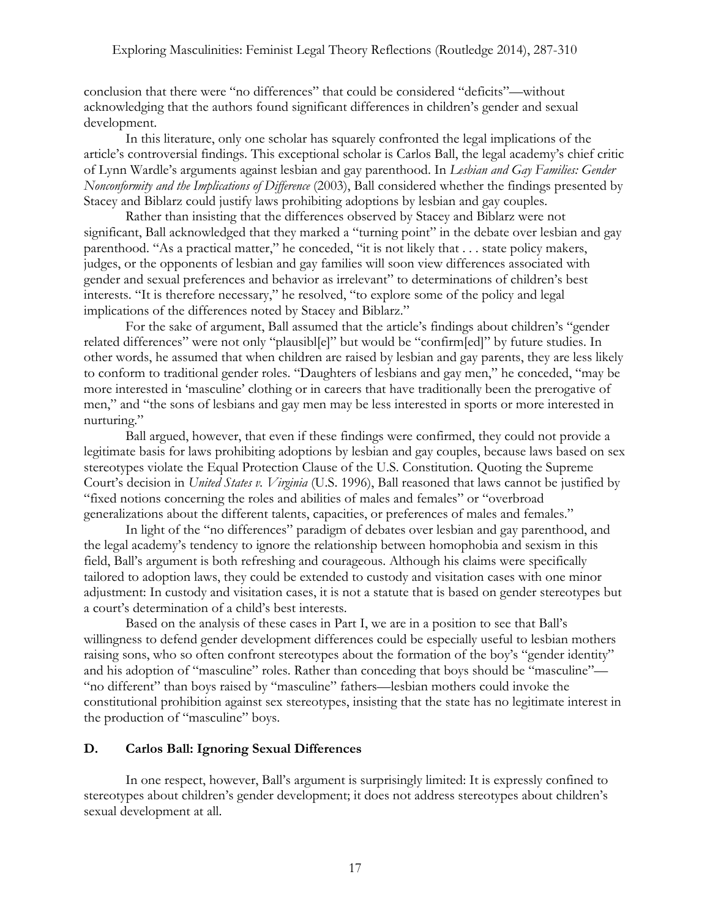conclusion that there were "no differences" that could be considered "deficits"—without acknowledging that the authors found significant differences in children's gender and sexual development.

In this literature, only one scholar has squarely confronted the legal implications of the article's controversial findings. This exceptional scholar is Carlos Ball, the legal academy's chief critic of Lynn Wardle's arguments against lesbian and gay parenthood. In *Lesbian and Gay Families: Gender Nonconformity and the Implications of Difference* (2003), Ball considered whether the findings presented by Stacey and Biblarz could justify laws prohibiting adoptions by lesbian and gay couples.

Rather than insisting that the differences observed by Stacey and Biblarz were not significant, Ball acknowledged that they marked a "turning point" in the debate over lesbian and gay parenthood. "As a practical matter," he conceded, "it is not likely that . . . state policy makers, judges, or the opponents of lesbian and gay families will soon view differences associated with gender and sexual preferences and behavior as irrelevant" to determinations of children's best interests. "It is therefore necessary," he resolved, "to explore some of the policy and legal implications of the differences noted by Stacey and Biblarz."

For the sake of argument, Ball assumed that the article's findings about children's "gender related differences" were not only "plausibl[e]" but would be "confirm[ed]" by future studies. In other words, he assumed that when children are raised by lesbian and gay parents, they are less likely to conform to traditional gender roles. "Daughters of lesbians and gay men," he conceded, "may be more interested in 'masculine' clothing or in careers that have traditionally been the prerogative of men," and "the sons of lesbians and gay men may be less interested in sports or more interested in nurturing."

Ball argued, however, that even if these findings were confirmed, they could not provide a legitimate basis for laws prohibiting adoptions by lesbian and gay couples, because laws based on sex stereotypes violate the Equal Protection Clause of the U.S. Constitution. Quoting the Supreme Court's decision in *United States v. Virginia* (U.S. 1996), Ball reasoned that laws cannot be justified by "fixed notions concerning the roles and abilities of males and females" or "overbroad generalizations about the different talents, capacities, or preferences of males and females."

In light of the "no differences" paradigm of debates over lesbian and gay parenthood, and the legal academy's tendency to ignore the relationship between homophobia and sexism in this field, Ball's argument is both refreshing and courageous. Although his claims were specifically tailored to adoption laws, they could be extended to custody and visitation cases with one minor adjustment: In custody and visitation cases, it is not a statute that is based on gender stereotypes but a court's determination of a child's best interests.

Based on the analysis of these cases in Part I, we are in a position to see that Ball's willingness to defend gender development differences could be especially useful to lesbian mothers raising sons, who so often confront stereotypes about the formation of the boy's "gender identity" and his adoption of "masculine" roles. Rather than conceding that boys should be "masculine"—"no different" than boys raised by "masculine" fathers—lesbian mothers could invoke the constitutional prohibition against sex stereotypes, insisting that the state has no legitimate interest in the production of "masculine" boys.

### D. Carlos Ball: Ignoring Sexual Differences

In one respect, however, Ball's argument is surprisingly limited: It is expressly confined to stereotypes about children's gender development; it does not address stereotypes about children's sexual development at all.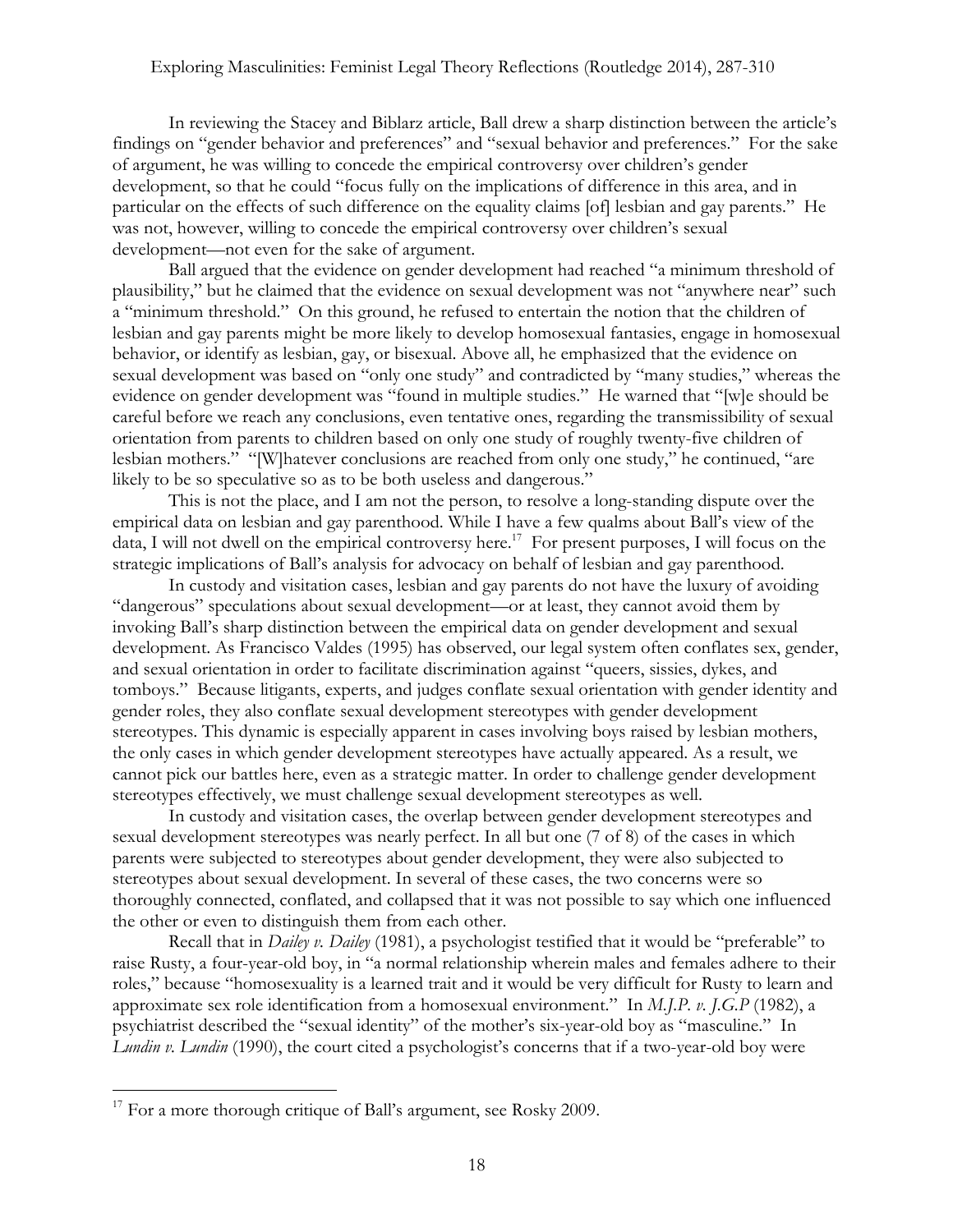In reviewing the Stacey and Biblarz article, Ball drew a sharp distinction between the article's findings on "gender behavior and preferences" and "sexual behavior and preferences." For the sake of argument, he was willing to concede the empirical controversy over children's gender development, so that he could "focus fully on the implications of difference in this area, and in particular on the effects of such difference on the equality claims [of] lesbian and gay parents." He was not, however, willing to concede the empirical controversy over children's sexual development—not even for the sake of argument.

Ball argued that the evidence on gender development had reached "a minimum threshold of plausibility," but he claimed that the evidence on sexual development was not "anywhere near" such a "minimum threshold." On this ground, he refused to entertain the notion that the children of lesbian and gay parents might be more likely to develop homosexual fantasies, engage in homosexual behavior, or identify as lesbian, gay, or bisexual. Above all, he emphasized that the evidence on sexual development was based on "only one study" and contradicted by "many studies," whereas the evidence on gender development was "found in multiple studies." He warned that "[w]e should be careful before we reach any conclusions, even tentative ones, regarding the transmissibility of sexual orientation from parents to children based on only one study of roughly twenty-five children of lesbian mothers." "[W]hatever conclusions are reached from only one study," he continued, "are likely to be so speculative so as to be both useless and dangerous."

This is not the place, and I am not the person, to resolve a long-standing dispute over the empirical data on lesbian and gay parenthood. While I have a few qualms about Ball's view of the data, I will not dwell on the empirical controversy here.[17] For present purposes, I will focus on the strategic implications of Ball's analysis for advocacy on behalf of lesbian and gay parenthood.

In custody and visitation cases, lesbian and gay parents do not have the luxury of avoiding "dangerous" speculations about sexual development—or at least, they cannot avoid them by invoking Ball's sharp distinction between the empirical data on gender development and sexual development. As Francisco Valdes (1995) has observed, our legal system often conflates sex, gender, and sexual orientation in order to facilitate discrimination against "queers, sissies, dykes, and tomboys." Because litigants, experts, and judges conflate sexual orientation with gender identity and gender roles, they also conflate sexual development stereotypes with gender development stereotypes. This dynamic is especially apparent in cases involving boys raised by lesbian mothers, the only cases in which gender development stereotypes have actually appeared. As a result, we cannot pick our battles here, even as a strategic matter. In order to challenge gender development stereotypes effectively, we must challenge sexual development stereotypes as well.

In custody and visitation cases, the overlap between gender development stereotypes and sexual development stereotypes was nearly perfect. In all but one (7 of 8) of the cases in which parents were subjected to stereotypes about gender development, they were also subjected to stereotypes about sexual development. In several of these cases, the two concerns were so thoroughly connected, conflated, and collapsed that it was not possible to say which one influenced the other or even to distinguish them from each other.

Recall that in *Dailey v. Dailey* (1981), a psychologist testified that it would be "preferable" to raise Rusty, a four-year-old boy, in "a normal relationship wherein males and females adhere to their roles," because "homosexuality is a learned trait and it would be very difficult for Rusty to learn and approximate sex role identification from a homosexual environment." In *M.J.P. v. J.G.P* (1982), a psychiatrist described the "sexual identity" of the mother's six-year-old boy as "masculine." In *Lundin v. Lundin* (1990), the court cited a psychologist's concerns that if a two-year-old boy were

---

[17] For a more thorough critique of Ball's argument, see Rosky 2009.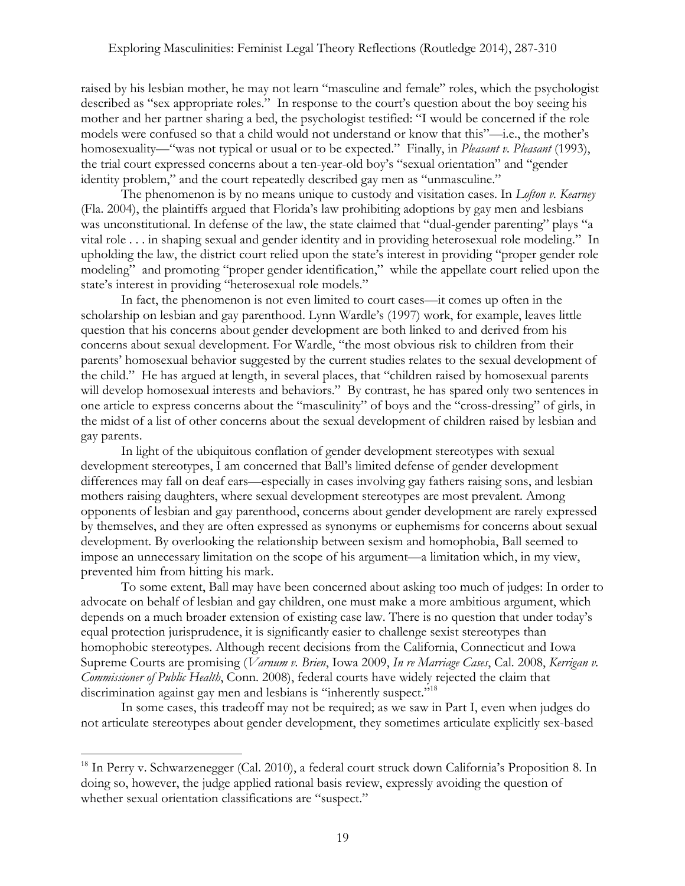raised by his lesbian mother, he may not learn "masculine and female" roles, which the psychologist described as "sex appropriate roles." In response to the court's question about the boy seeing his mother and her partner sharing a bed, the psychologist testified: "I would be concerned if the role models were confused so that a child would not understand or know that this"—i.e., the mother's homosexuality—"was not typical or usual or to be expected." Finally, in *Pleasant v. Pleasant* (1993), the trial court expressed concerns about a ten-year-old boy's "sexual orientation" and "gender identity problem," and the court repeatedly described gay men as "unmasculine."

The phenomenon is by no means unique to custody and visitation cases. In *Lofton v. Kearney* (Fla. 2004), the plaintiffs argued that Florida's law prohibiting adoptions by gay men and lesbians was unconstitutional. In defense of the law, the state claimed that "dual-gender parenting" plays "a vital role . . . in shaping sexual and gender identity and in providing heterosexual role modeling." In upholding the law, the district court relied upon the state's interest in providing "proper gender role modeling" and promoting "proper gender identification," while the appellate court relied upon the state's interest in providing "heterosexual role models."

In fact, the phenomenon is not even limited to court cases—it comes up often in the scholarship on lesbian and gay parenthood. Lynn Wardle's (1997) work, for example, leaves little question that his concerns about gender development are both linked to and derived from his concerns about sexual development. For Wardle, "the most obvious risk to children from their parents' homosexual behavior suggested by the current studies relates to the sexual development of the child." He has argued at length, in several places, that "children raised by homosexual parents will develop homosexual interests and behaviors." By contrast, he has spared only two sentences in one article to express concerns about the "masculinity" of boys and the "cross-dressing" of girls, in the midst of a list of other concerns about the sexual development of children raised by lesbian and gay parents.

In light of the ubiquitous conflation of gender development stereotypes with sexual development stereotypes, I am concerned that Ball's limited defense of gender development differences may fall on deaf ears—especially in cases involving gay fathers raising sons, and lesbian mothers raising daughters, where sexual development stereotypes are most prevalent. Among opponents of lesbian and gay parenthood, concerns about gender development are rarely expressed by themselves, and they are often expressed as synonyms or euphemisms for concerns about sexual development. By overlooking the relationship between sexism and homophobia, Ball seemed to impose an unnecessary limitation on the scope of his argument—a limitation which, in my view, prevented him from hitting his mark.

To some extent, Ball may have been concerned about asking too much of judges: In order to advocate on behalf of lesbian and gay children, one must make a more ambitious argument, which depends on a much broader extension of existing case law. There is no question that under today's equal protection jurisprudence, it is significantly easier to challenge sexist stereotypes than homophobic stereotypes. Although recent decisions from the California, Connecticut and Iowa Supreme Courts are promising (*Varnum v. Brien*, Iowa 2009, *In re Marriage Cases*, Cal. 2008, *Kerrigan v. Commissioner of Public Health*, Conn. 2008), federal courts have widely rejected the claim that discrimination against gay men and lesbians is "inherently suspect."[18]

In some cases, this tradeoff may not be required; as we saw in Part I, even when judges do not articulate stereotypes about gender development, they sometimes articulate explicitly sex-based

---

[18] In Perry v. Schwarzenegger (Cal. 2010), a federal court struck down California's Proposition 8. In doing so, however, the judge applied rational basis review, expressly avoiding the question of whether sexual orientation classifications are "suspect."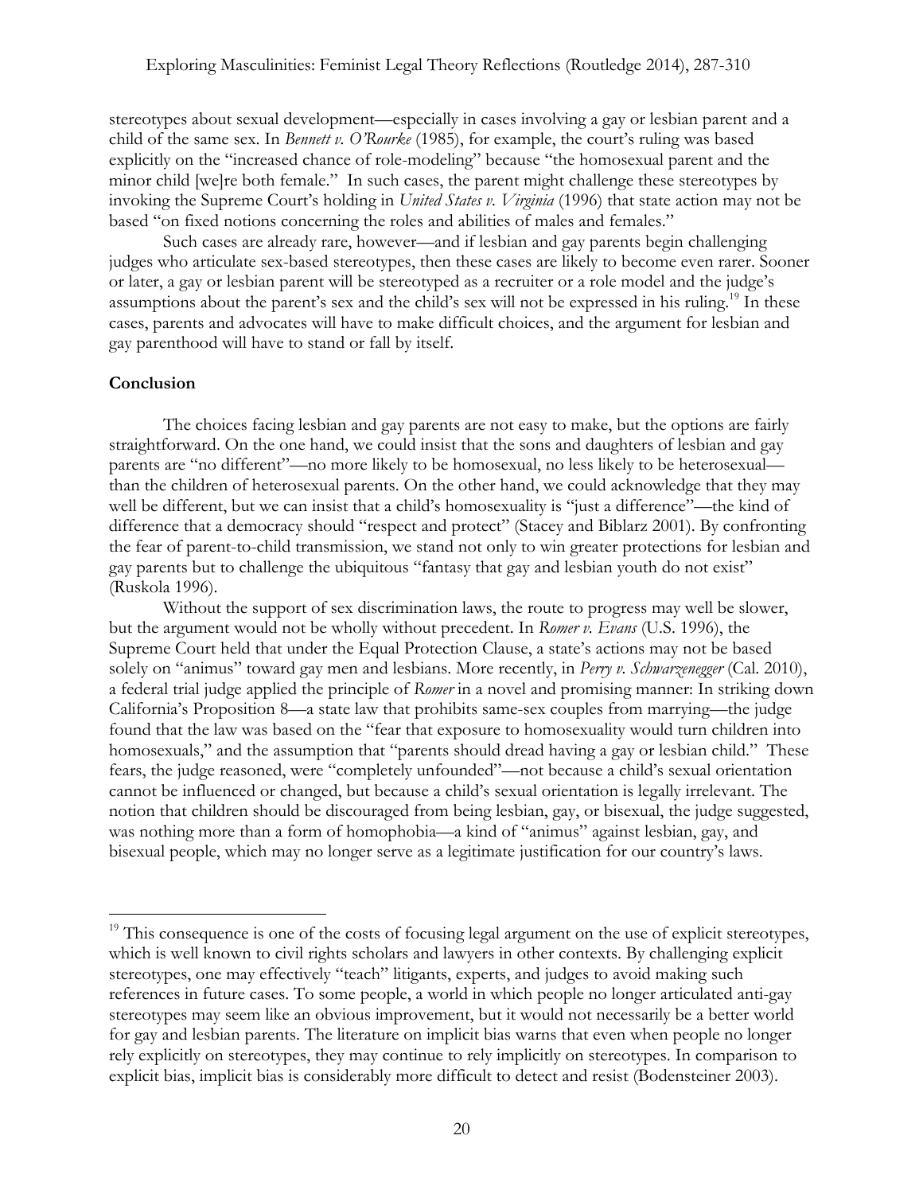stereotypes about sexual development—especially in cases involving a gay or lesbian parent and a child of the same sex. In *Bennett v. O'Rourke* (1985), for example, the court's ruling was based explicitly on the "increased chance of role-modeling" because "the homosexual parent and the minor child [we]re both female." In such cases, the parent might challenge these stereotypes by invoking the Supreme Court's holding in *United States v. Virginia* (1996) that state action may not be based "on fixed notions concerning the roles and abilities of males and females."

Such cases are already rare, however—and if lesbian and gay parents begin challenging judges who articulate sex-based stereotypes, then these cases are likely to become even rarer. Sooner or later, a gay or lesbian parent will be stereotyped as a recruiter or a role model and the judge's assumptions about the parent's sex and the child's sex will not be expressed in his ruling.[19] In these cases, parents and advocates will have to make difficult choices, and the argument for lesbian and gay parenthood will have to stand or fall by itself.

## Conclusion

The choices facing lesbian and gay parents are not easy to make, but the options are fairly straightforward. On the one hand, we could insist that the sons and daughters of lesbian and gay parents are "no different"—no more likely to be homosexual, no less likely to be heterosexual—than the children of heterosexual parents. On the other hand, we could acknowledge that they may well be different, but we can insist that a child's homosexuality is "just a difference"—the kind of difference that a democracy should "respect and protect" (Stacey and Biblarz 2001). By confronting the fear of parent-to-child transmission, we stand not only to win greater protections for lesbian and gay parents but to challenge the ubiquitous "fantasy that gay and lesbian youth do not exist" (Ruskola 1996).

Without the support of sex discrimination laws, the route to progress may well be slower, but the argument would not be wholly without precedent. In *Romer v. Evans* (U.S. 1996), the Supreme Court held that under the Equal Protection Clause, a state's actions may not be based solely on "animus" toward gay men and lesbians. More recently, in *Perry v. Schwarzenegger* (Cal. 2010), a federal trial judge applied the principle of *Romer* in a novel and promising manner: In striking down California's Proposition 8—a state law that prohibits same-sex couples from marrying—the judge found that the law was based on the "fear that exposure to homosexuality would turn children into homosexuals," and the assumption that "parents should dread having a gay or lesbian child." These fears, the judge reasoned, were "completely unfounded"—not because a child's sexual orientation cannot be influenced or changed, but because a child's sexual orientation is legally irrelevant. The notion that children should be discouraged from being lesbian, gay, or bisexual, the judge suggested, was nothing more than a form of homophobia—a kind of "animus" against lesbian, gay, and bisexual people, which may no longer serve as a legitimate justification for our country's laws.

---

[19] This consequence is one of the costs of focusing legal argument on the use of explicit stereotypes, which is well known to civil rights scholars and lawyers in other contexts. By challenging explicit stereotypes, one may effectively "teach" litigants, experts, and judges to avoid making such references in future cases. To some people, a world in which people no longer articulated anti-gay stereotypes may seem like an obvious improvement, but it would not necessarily be a better world for gay and lesbian parents. The literature on implicit bias warns that even when people no longer rely explicitly on stereotypes, they may continue to rely implicitly on stereotypes. In comparison to explicit bias, implicit bias is considerably more difficult to detect and resist (Bodensteiner 2003).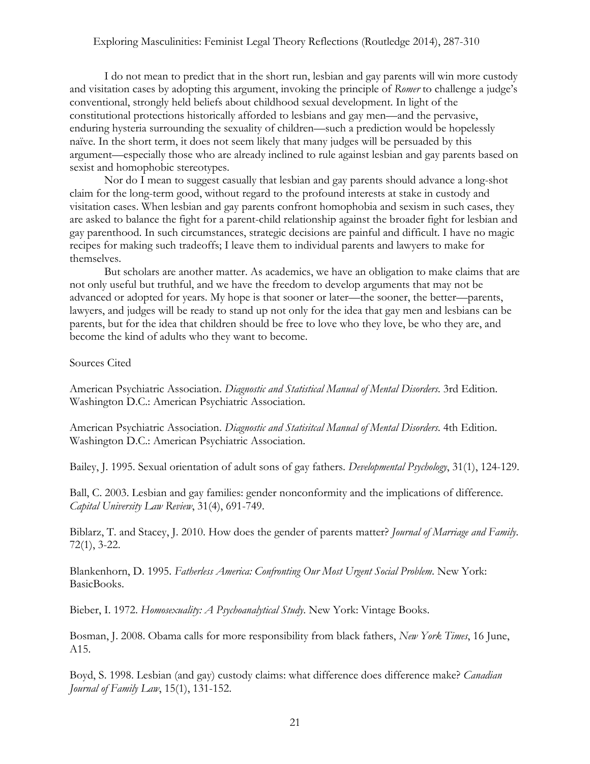I do not mean to predict that in the short run, lesbian and gay parents will win more custody and visitation cases by adopting this argument, invoking the principle of *Romer* to challenge a judge's conventional, strongly held beliefs about childhood sexual development. In light of the constitutional protections historically afforded to lesbians and gay men—and the pervasive, enduring hysteria surrounding the sexuality of children—such a prediction would be hopelessly naïve. In the short term, it does not seem likely that many judges will be persuaded by this argument—especially those who are already inclined to rule against lesbian and gay parents based on sexist and homophobic stereotypes.

Nor do I mean to suggest casually that lesbian and gay parents should advance a long-shot claim for the long-term good, without regard to the profound interests at stake in custody and visitation cases. When lesbian and gay parents confront homophobia and sexism in such cases, they are asked to balance the fight for a parent-child relationship against the broader fight for lesbian and gay parenthood. In such circumstances, strategic decisions are painful and difficult. I have no magic recipes for making such tradeoffs; I leave them to individual parents and lawyers to make for themselves.

But scholars are another matter. As academics, we have an obligation to make claims that are not only useful but truthful, and we have the freedom to develop arguments that may not be advanced or adopted for years. My hope is that sooner or later—the sooner, the better—parents, lawyers, and judges will be ready to stand up not only for the idea that gay men and lesbians can be parents, but for the idea that children should be free to love who they love, be who they are, and become the kind of adults who they want to become.

Sources Cited

American Psychiatric Association. *Diagnostic and Statistical Manual of Mental Disorders*. 3rd Edition. Washington D.C.: American Psychiatric Association.

American Psychiatric Association. *Diagnostic and Statisitcal Manual of Mental Disorders*. 4th Edition. Washington D.C.: American Psychiatric Association.

Bailey, J. 1995. Sexual orientation of adult sons of gay fathers. *Developmental Psychology*, 31(1), 124-129.

Ball, C. 2003. Lesbian and gay families: gender nonconformity and the implications of difference. *Capital University Law Review*, 31(4), 691-749.

Biblarz, T. and Stacey, J. 2010. How does the gender of parents matter? *Journal of Marriage and Family*. 72(1), 3-22.

Blankenhorn, D. 1995. *Fatherless America: Confronting Our Most Urgent Social Problem*. New York: BasicBooks.

Bieber, I. 1972. *Homosexuality: A Psychoanalytical Study*. New York: Vintage Books.

Bosman, J. 2008. Obama calls for more responsibility from black fathers, *New York Times*, 16 June, A15.

Boyd, S. 1998. Lesbian (and gay) custody claims: what difference does difference make? *Canadian Journal of Family Law*, 15(1), 131-152.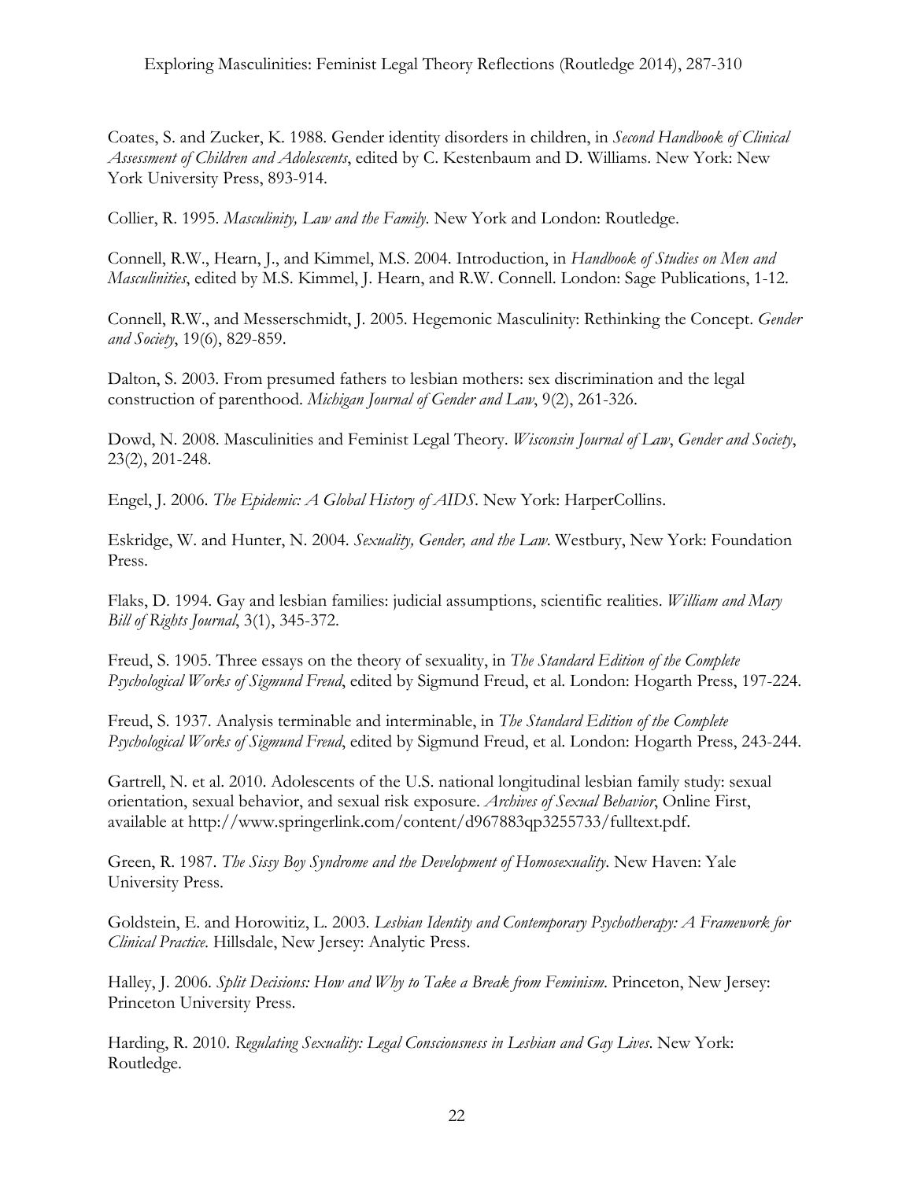Coates, S. and Zucker, K. 1988. Gender identity disorders in children, in *Second Handbook of Clinical Assessment of Children and Adolescents*, edited by C. Kestenbaum and D. Williams. New York: New York University Press, 893-914.

Collier, R. 1995. *Masculinity, Law and the Family*. New York and London: Routledge.

Connell, R.W., Hearn, J., and Kimmel, M.S. 2004. Introduction, in *Handbook of Studies on Men and Masculinities*, edited by M.S. Kimmel, J. Hearn, and R.W. Connell. London: Sage Publications, 1-12.

Connell, R.W., and Messerschmidt, J. 2005. Hegemonic Masculinity: Rethinking the Concept. *Gender and Society*, 19(6), 829-859.

Dalton, S. 2003. From presumed fathers to lesbian mothers: sex discrimination and the legal construction of parenthood. *Michigan Journal of Gender and Law*, 9(2), 261-326.

Dowd, N. 2008. Masculinities and Feminist Legal Theory. *Wisconsin Journal of Law, Gender and Society*, 23(2), 201-248.

Engel, J. 2006. *The Epidemic: A Global History of AIDS*. New York: HarperCollins.

Eskridge, W. and Hunter, N. 2004. *Sexuality, Gender, and the Law*. Westbury, New York: Foundation Press.

Flaks, D. 1994. Gay and lesbian families: judicial assumptions, scientific realities. *William and Mary Bill of Rights Journal*, 3(1), 345-372.

Freud, S. 1905. Three essays on the theory of sexuality, in *The Standard Edition of the Complete Psychological Works of Sigmund Freud*, edited by Sigmund Freud, et al. London: Hogarth Press, 197-224.

Freud, S. 1937. Analysis terminable and interminable, in *The Standard Edition of the Complete Psychological Works of Sigmund Freud*, edited by Sigmund Freud, et al. London: Hogarth Press, 243-244.

Gartrell, N. et al. 2010. Adolescents of the U.S. national longitudinal lesbian family study: sexual orientation, sexual behavior, and sexual risk exposure. *Archives of Sexual Behavior*, Online First, available at http://www.springerlink.com/content/d967883qp3255733/fulltext.pdf.

Green, R. 1987. *The Sissy Boy Syndrome and the Development of Homosexuality*. New Haven: Yale University Press.

Goldstein, E. and Horowitiz, L. 2003. *Lesbian Identity and Contemporary Psychotherapy: A Framework for Clinical Practice*. Hillsdale, New Jersey: Analytic Press.

Halley, J. 2006. *Split Decisions: How and Why to Take a Break from Feminism*. Princeton, New Jersey: Princeton University Press.

Harding, R. 2010. *Regulating Sexuality: Legal Consciousness in Lesbian and Gay Lives*. New York: Routledge.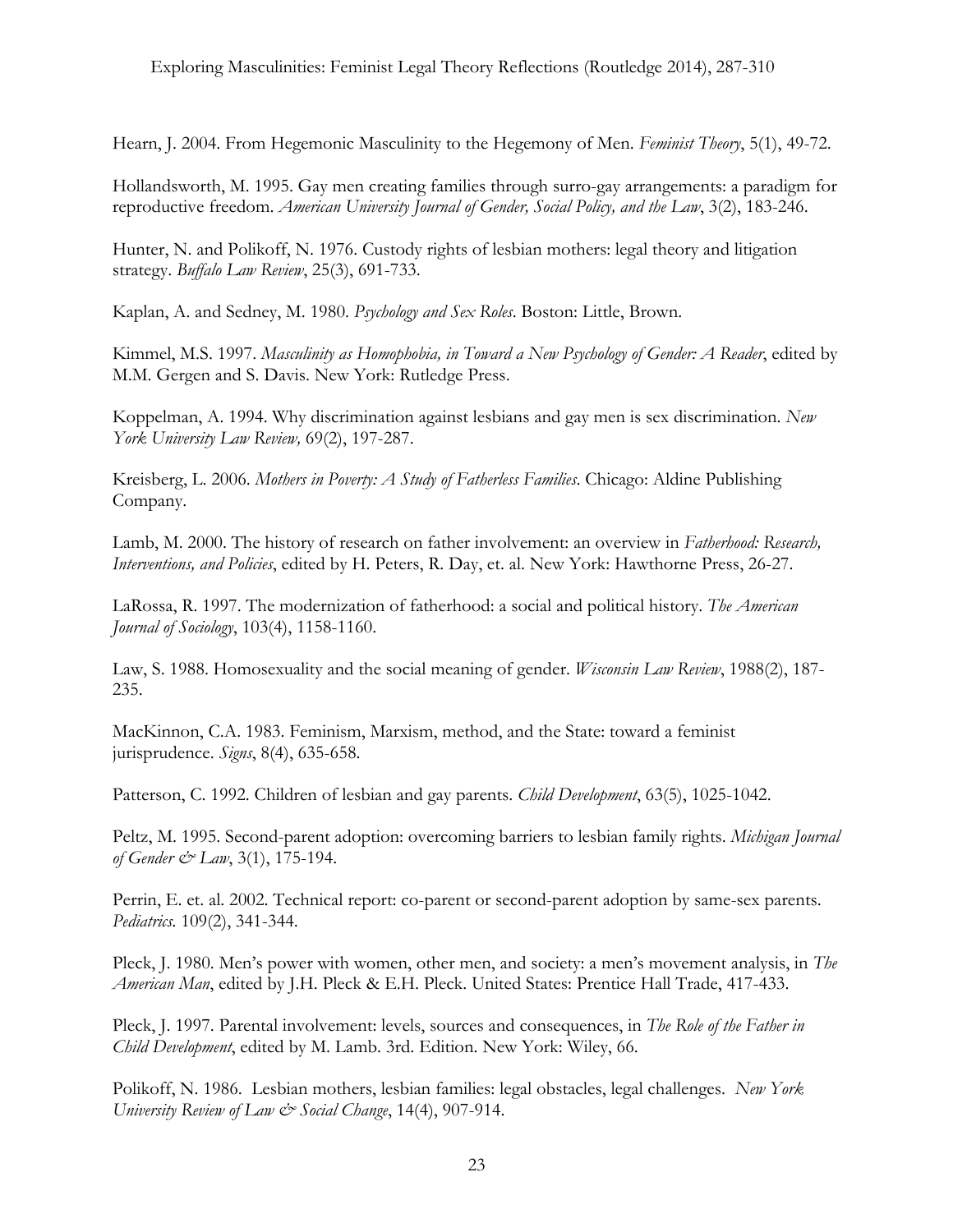Hearn, J. 2004. From Hegemonic Masculinity to the Hegemony of Men. *Feminist Theory*, 5(1), 49-72.

Hollandsworth, M. 1995. Gay men creating families through surro-gay arrangements: a paradigm for reproductive freedom. *American University Journal of Gender, Social Policy, and the Law*, 3(2), 183-246.

Hunter, N. and Polikoff, N. 1976. Custody rights of lesbian mothers: legal theory and litigation strategy. *Buffalo Law Review*, 25(3), 691-733.

Kaplan, A. and Sedney, M. 1980. *Psychology and Sex Roles*. Boston: Little, Brown.

Kimmel, M.S. 1997. *Masculinity as Homophobia, in Toward a New Psychology of Gender: A Reader*, edited by M.M. Gergen and S. Davis. New York: Rutledge Press.

Koppelman, A. 1994. Why discrimination against lesbians and gay men is sex discrimination. *New York University Law Review,* 69(2), 197-287.

Kreisberg, L. 2006. *Mothers in Poverty: A Study of Fatherless Families*. Chicago: Aldine Publishing Company.

Lamb, M. 2000. The history of research on father involvement: an overview in *Fatherhood: Research, Interventions, and Policies*, edited by H. Peters, R. Day, et. al. New York: Hawthorne Press, 26-27.

LaRossa, R. 1997. The modernization of fatherhood: a social and political history. *The American Journal of Sociology*, 103(4), 1158-1160.

Law, S. 1988. Homosexuality and the social meaning of gender. *Wisconsin Law Review*, 1988(2), 187-235.

MacKinnon, C.A. 1983. Feminism, Marxism, method, and the State: toward a feminist jurisprudence. *Signs*, 8(4), 635-658.

Patterson, C. 1992. Children of lesbian and gay parents. *Child Development*, 63(5), 1025-1042.

Peltz, M. 1995. Second-parent adoption: overcoming barriers to lesbian family rights. *Michigan Journal of Gender & Law*, 3(1), 175-194.

Perrin, E. et. al. 2002. Technical report: co-parent or second-parent adoption by same-sex parents. *Pediatrics*. 109(2), 341-344.

Pleck, J. 1980. Men's power with women, other men, and society: a men's movement analysis, in *The American Man*, edited by J.H. Pleck & E.H. Pleck. United States: Prentice Hall Trade, 417-433.

Pleck, J. 1997. Parental involvement: levels, sources and consequences, in *The Role of the Father in Child Development*, edited by M. Lamb. 3rd. Edition. New York: Wiley, 66.

Polikoff, N. 1986. Lesbian mothers, lesbian families: legal obstacles, legal challenges. *New York University Review of Law & Social Change*, 14(4), 907-914.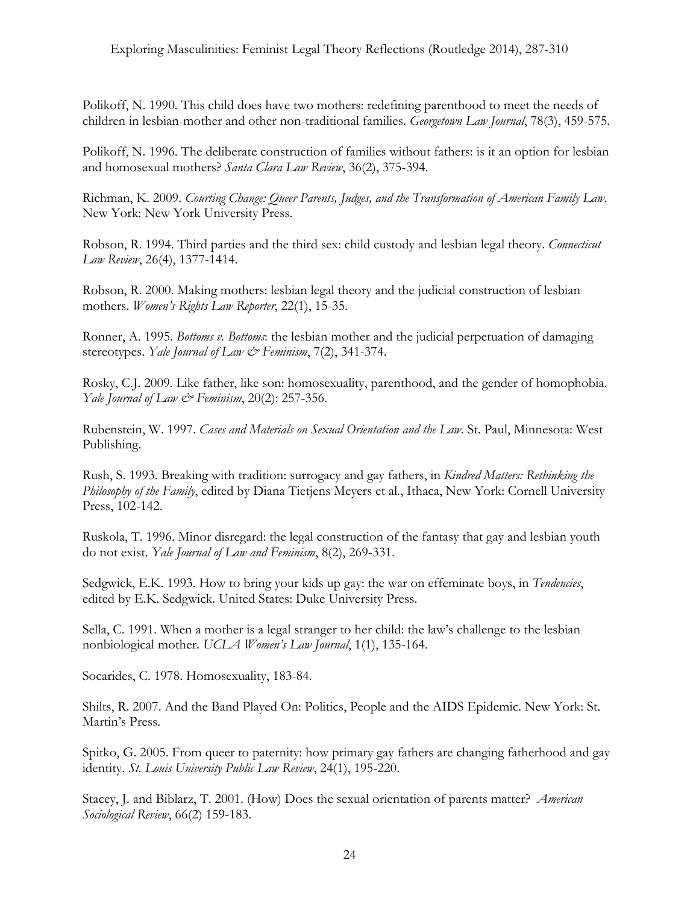Polikoff, N. 1990. This child does have two mothers: redefining parenthood to meet the needs of children in lesbian-mother and other non-traditional families. *Georgetown Law Journal*, 78(3), 459-575.

Polikoff, N. 1996. The deliberate construction of families without fathers: is it an option for lesbian and homosexual mothers? *Santa Clara Law Review*, 36(2), 375-394.

Richman, K. 2009. *Courting Change: Queer Parents, Judges, and the Transformation of American Family Law*. New York: New York University Press.

Robson, R. 1994. Third parties and the third sex: child custody and lesbian legal theory. *Connecticut Law Review*, 26(4), 1377-1414.

Robson, R. 2000. Making mothers: lesbian legal theory and the judicial construction of lesbian mothers. *Women's Rights Law Reporter*, 22(1), 15-35.

Ronner, A. 1995. *Bottoms v. Bottoms*: the lesbian mother and the judicial perpetuation of damaging stereotypes. *Yale Journal of Law & Feminism*, 7(2), 341-374.

Rosky, C.J. 2009. Like father, like son: homosexuality, parenthood, and the gender of homophobia. *Yale Journal of Law & Feminism*, 20(2): 257-356.

Rubenstein, W. 1997. *Cases and Materials on Sexual Orientation and the Law*. St. Paul, Minnesota: West Publishing.

Rush, S. 1993. Breaking with tradition: surrogacy and gay fathers, in *Kindred Matters: Rethinking the Philosophy of the Family*, edited by Diana Tietjens Meyers et al., Ithaca, New York: Cornell University Press, 102-142.

Ruskola, T. 1996. Minor disregard: the legal construction of the fantasy that gay and lesbian youth do not exist. *Yale Journal of Law and Feminism*, 8(2), 269-331.

Sedgwick, E.K. 1993. How to bring your kids up gay: the war on effeminate boys, in *Tendencies*, edited by E.K. Sedgwick. United States: Duke University Press.

Sella, C. 1991. When a mother is a legal stranger to her child: the law's challenge to the lesbian nonbiological mother. *UCLA Women's Law Journal*, 1(1), 135-164.

Socarides, C. 1978. Homosexuality, 183-84.

Shilts, R. 2007. And the Band Played On: Politics, People and the AIDS Epidemic. New York: St. Martin's Press.

Spitko, G. 2005. From queer to paternity: how primary gay fathers are changing fatherhood and gay identity. *St. Louis University Public Law Review*, 24(1), 195-220.

Stacey, J. and Biblarz, T. 2001. (How) Does the sexual orientation of parents matter? *American Sociological Review*, 66(2) 159-183.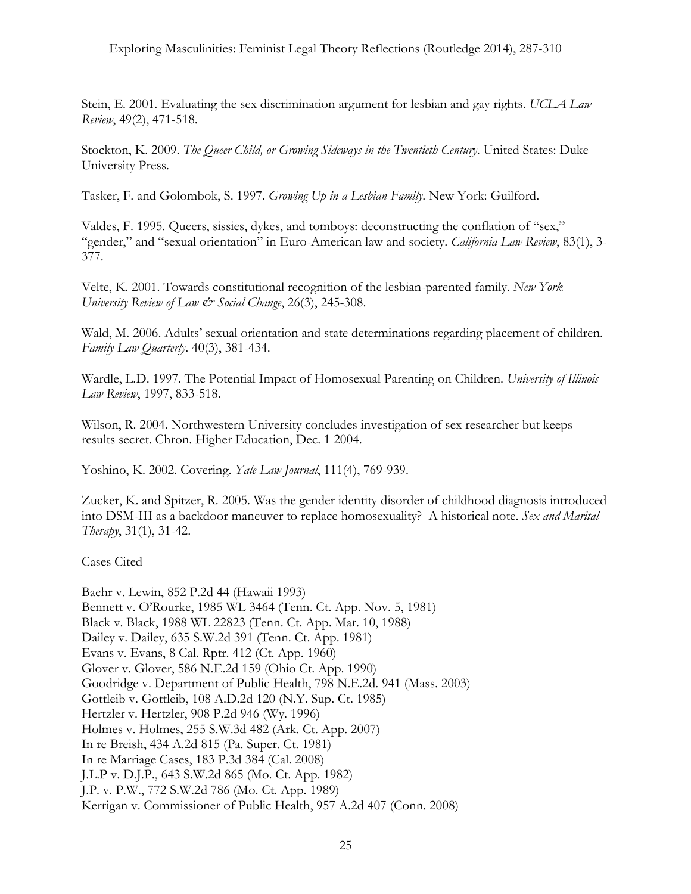Stein, E. 2001. Evaluating the sex discrimination argument for lesbian and gay rights. *UCLA Law Review*, 49(2), 471-518.

Stockton, K. 2009. *The Queer Child, or Growing Sideways in the Twentieth Century*. United States: Duke University Press.

Tasker, F. and Golombok, S. 1997. *Growing Up in a Lesbian Family*. New York: Guilford.

Valdes, F. 1995. Queers, sissies, dykes, and tomboys: deconstructing the conflation of "sex," "gender," and "sexual orientation" in Euro-American law and society. *California Law Review*, 83(1), 3-377.

Velte, K. 2001. Towards constitutional recognition of the lesbian-parented family. *New York University Review of Law & Social Change*, 26(3), 245-308.

Wald, M. 2006. Adults' sexual orientation and state determinations regarding placement of children. *Family Law Quarterly*. 40(3), 381-434.

Wardle, L.D. 1997. The Potential Impact of Homosexual Parenting on Children. *University of Illinois Law Review*, 1997, 833-518.

Wilson, R. 2004. Northwestern University concludes investigation of sex researcher but keeps results secret. Chron. Higher Education, Dec. 1 2004.

Yoshino, K. 2002. Covering. *Yale Law Journal*, 111(4), 769-939.

Zucker, K. and Spitzer, R. 2005. Was the gender identity disorder of childhood diagnosis introduced into DSM-III as a backdoor maneuver to replace homosexuality? A historical note. *Sex and Marital Therapy*, 31(1), 31-42.

Cases Cited

Baehr v. Lewin, 852 P.2d 44 (Hawaii 1993)
Bennett v. O'Rourke, 1985 WL 3464 (Tenn. Ct. App. Nov. 5, 1981)
Black v. Black, 1988 WL 22823 (Tenn. Ct. App. Mar. 10, 1988)
Dailey v. Dailey, 635 S.W.2d 391 (Tenn. Ct. App. 1981)
Evans v. Evans, 8 Cal. Rptr. 412 (Ct. App. 1960)
Glover v. Glover, 586 N.E.2d 159 (Ohio Ct. App. 1990)
Goodridge v. Department of Public Health, 798 N.E.2d. 941 (Mass. 2003)
Gottleib v. Gottleib, 108 A.D.2d 120 (N.Y. Sup. Ct. 1985)
Hertzler v. Hertzler, 908 P.2d 946 (Wy. 1996)
Holmes v. Holmes, 255 S.W.3d 482 (Ark. Ct. App. 2007)
In re Breish, 434 A.2d 815 (Pa. Super. Ct. 1981)
In re Marriage Cases, 183 P.3d 384 (Cal. 2008)
J.L.P v. D.J.P., 643 S.W.2d 865 (Mo. Ct. App. 1982)
J.P. v. P.W., 772 S.W.2d 786 (Mo. Ct. App. 1989)
Kerrigan v. Commissioner of Public Health, 957 A.2d 407 (Conn. 2008)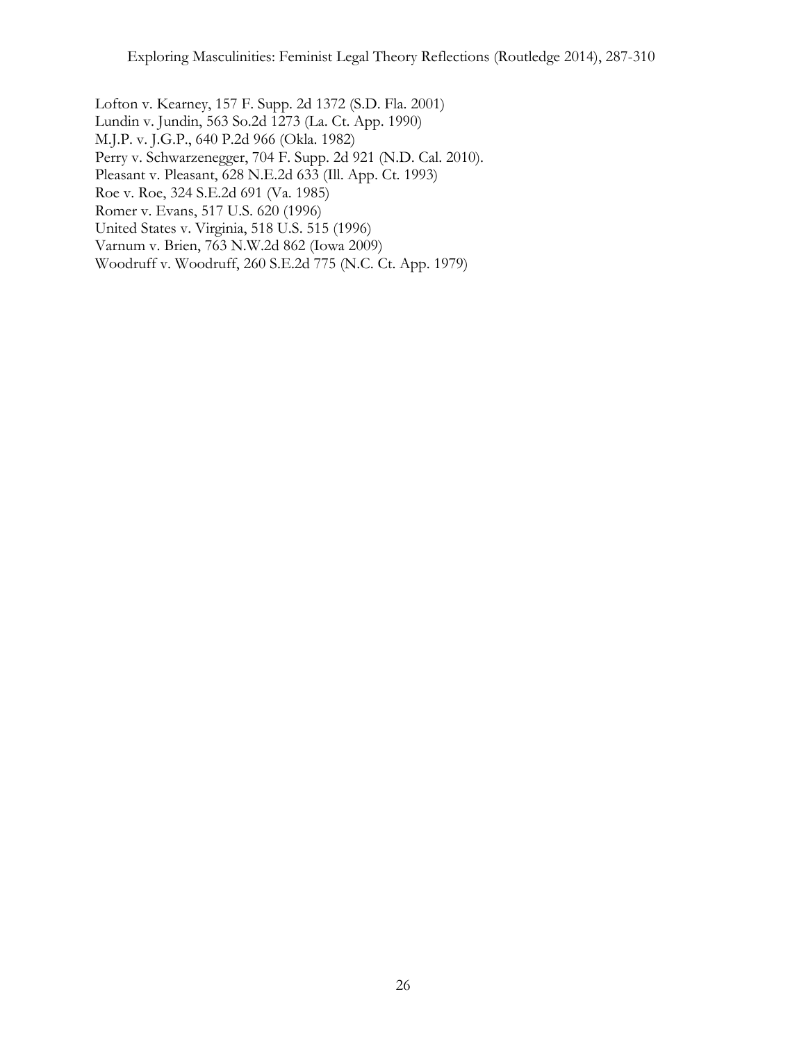Lofton v. Kearney, 157 F. Supp. 2d 1372 (S.D. Fla. 2001)
Lundin v. Jundin, 563 So.2d 1273 (La. Ct. App. 1990)
M.J.P. v. J.G.P., 640 P.2d 966 (Okla. 1982)
Perry v. Schwarzenegger, 704 F. Supp. 2d 921 (N.D. Cal. 2010).
Pleasant v. Pleasant, 628 N.E.2d 633 (Ill. App. Ct. 1993)
Roe v. Roe, 324 S.E.2d 691 (Va. 1985)
Romer v. Evans, 517 U.S. 620 (1996)
United States v. Virginia, 518 U.S. 515 (1996)
Varnum v. Brien, 763 N.W.2d 862 (Iowa 2009)
Woodruff v. Woodruff, 260 S.E.2d 775 (N.C. Ct. App. 1979)